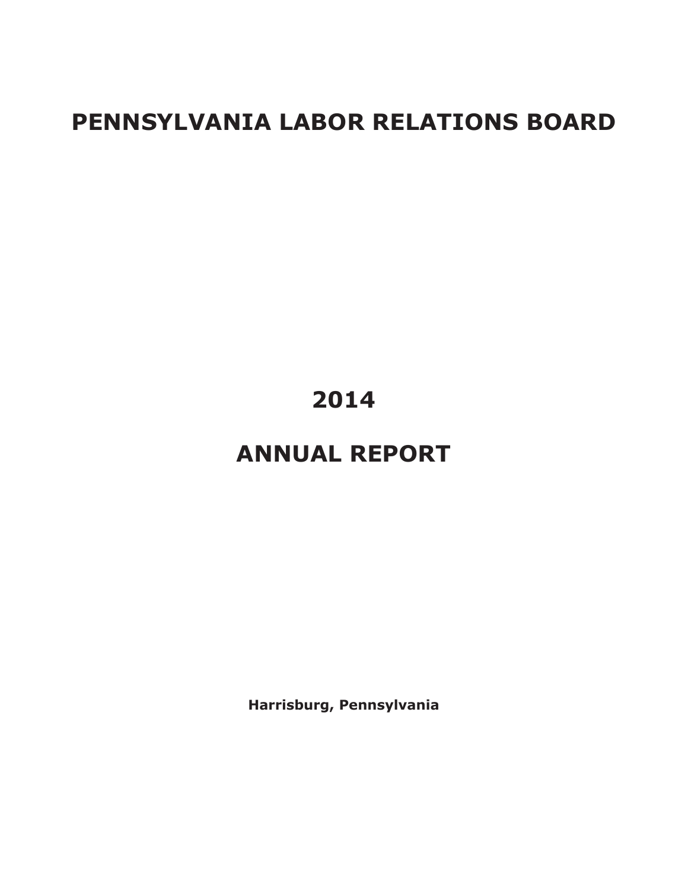# PENNSYLVANIA LABOR RELATIONS BOARD

# 2014

# ANNUAL REPORT

**Harrisburg, Pennsylvania**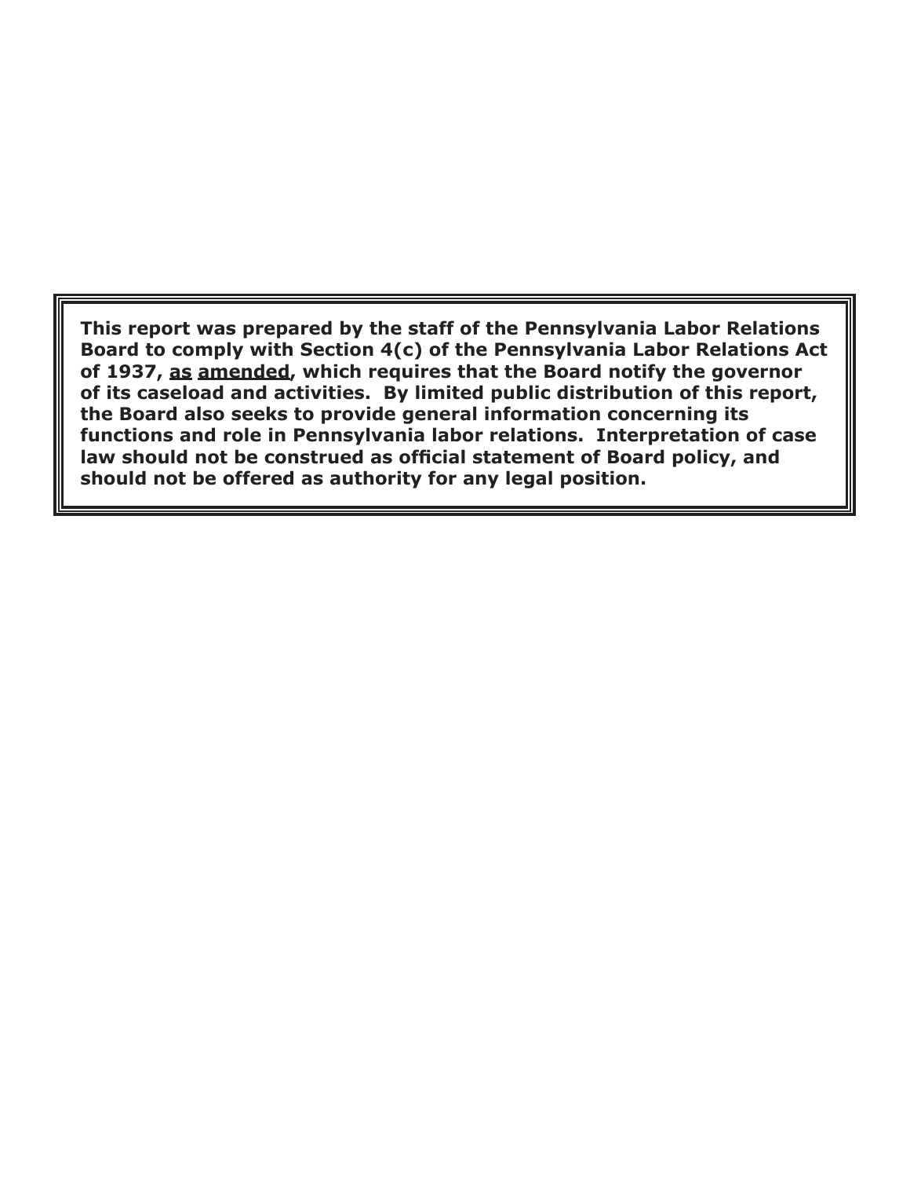**This report was prepared by the staff of the Pennsylvania Labor Relations Board to comply with Section 4(c) of the Pennsylvania Labor Relations Act of 1937, as amended, which requires that the Board notify the governor of its caseload and activities. By limited public distribution of this report, the Board also seeks to provide general information concerning its functions and role in Pennsylvania labor relations. Interpretation of case law should not be construed as official statement of Board policy, and should not be offered as authority for any legal position.**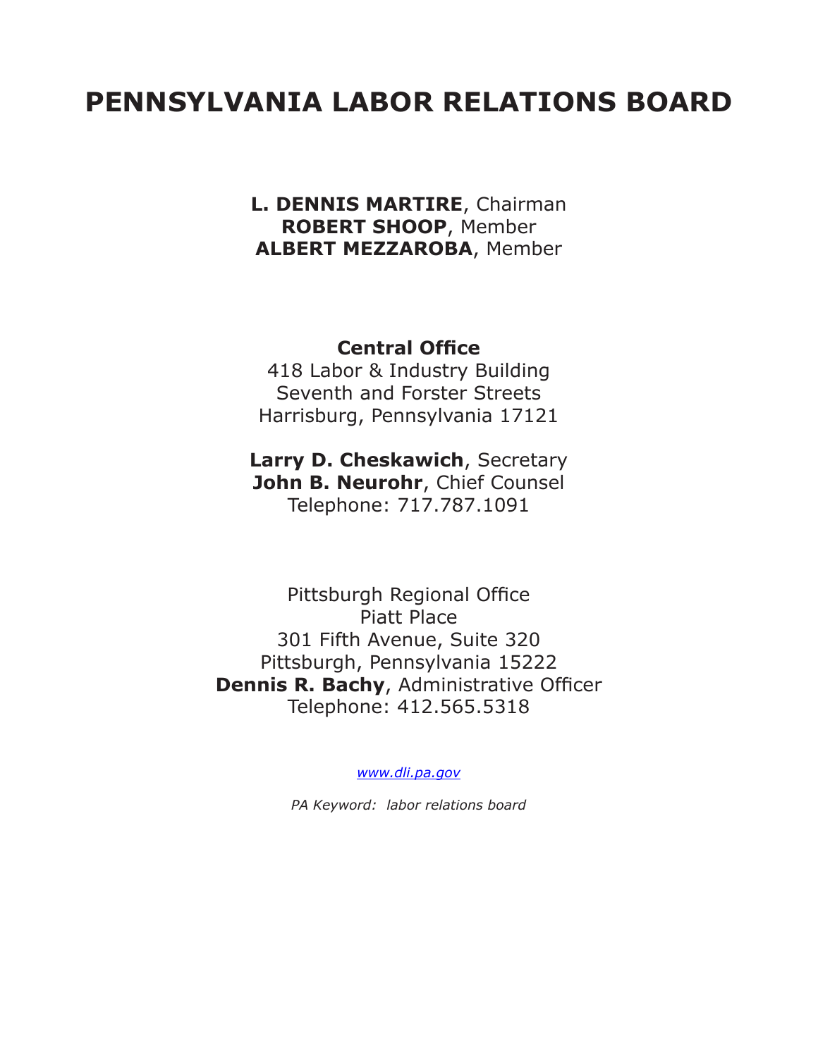# PENNSYLVANIA LABOR RELATIONS BOARD

**L. DENNIS MARTIRE**, Chairman
**ROBERT SHOOP**, Member
**ALBERT MEZZAROBA**, Member

**Central Office**
418 Labor & Industry Building
Seventh and Forster Streets
Harrisburg, Pennsylvania 17121

**Larry D. Cheskawich**, Secretary
**John B. Neurohr**, Chief Counsel
Telephone: 717.787.1091

Pittsburgh Regional Office
Piatt Place
301 Fifth Avenue, Suite 320
Pittsburgh, Pennsylvania 15222
**Dennis R. Bachy**, Administrative Officer
Telephone: 412.565.5318

*www.dli.pa.gov*

*PA Keyword: labor relations board*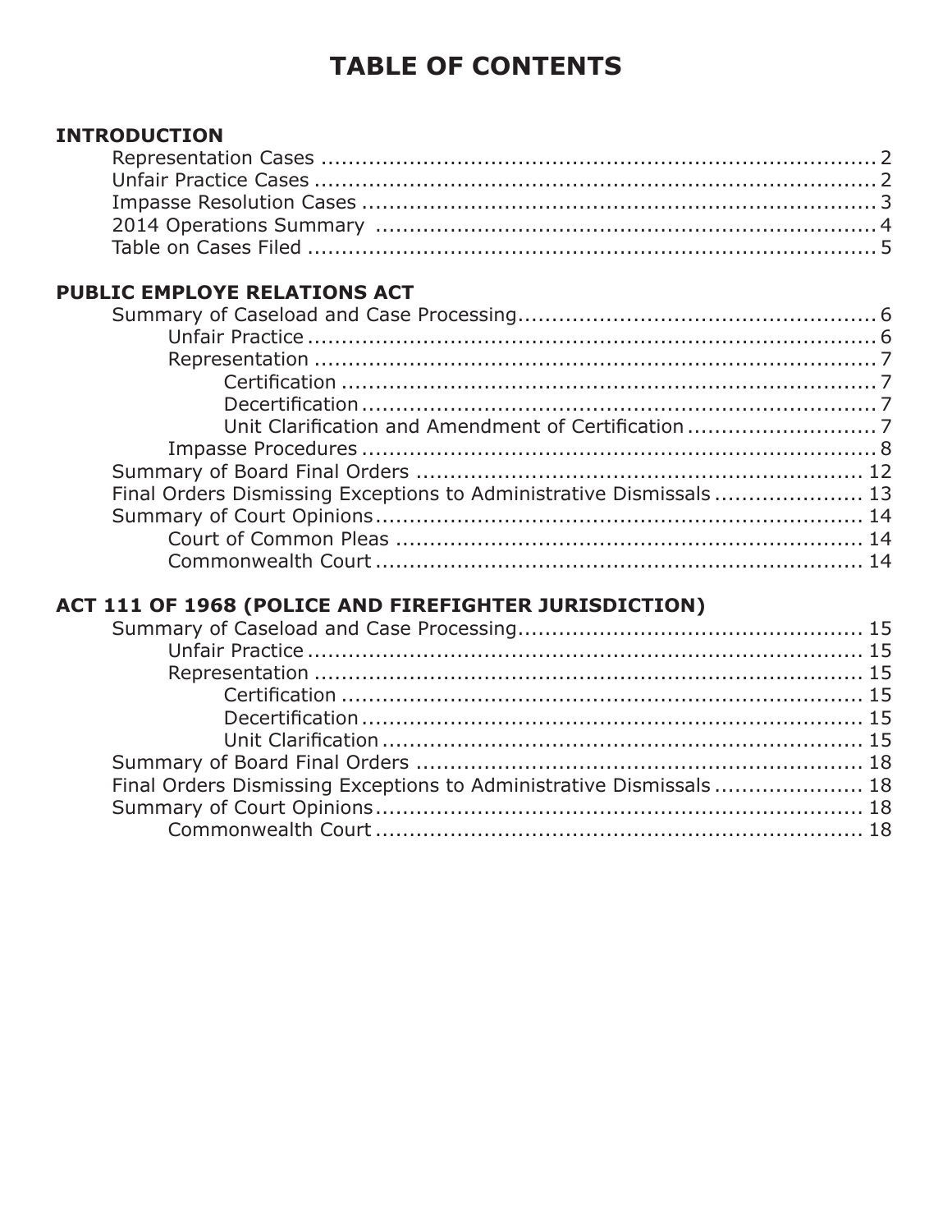# TABLE OF CONTENTS

**INTRODUCTION**

- Representation Cases ..... 2
- Unfair Practice Cases ..... 2
- Impasse Resolution Cases ..... 3
- 2014 Operations Summary ..... 4
- Table on Cases Filed ..... 5

**PUBLIC EMPLOYE RELATIONS ACT**

- Summary of Caseload and Case Processing ..... 6
  - Unfair Practice ..... 6
  - Representation ..... 7
    - Certification ..... 7
    - Decertification ..... 7
    - Unit Clarification and Amendment of Certification ..... 7
  - Impasse Procedures ..... 8
- Summary of Board Final Orders ..... 12
- Final Orders Dismissing Exceptions to Administrative Dismissals ..... 13
- Summary of Court Opinions ..... 14
  - Court of Common Pleas ..... 14
  - Commonwealth Court ..... 14

**ACT 111 OF 1968 (POLICE AND FIREFIGHTER JURISDICTION)**

- Summary of Caseload and Case Processing ..... 15
  - Unfair Practice ..... 15
  - Representation ..... 15
    - Certification ..... 15
    - Decertification ..... 15
    - Unit Clarification ..... 15
- Summary of Board Final Orders ..... 18
- Final Orders Dismissing Exceptions to Administrative Dismissals ..... 18
- Summary of Court Opinions ..... 18
  - Commonwealth Court ..... 18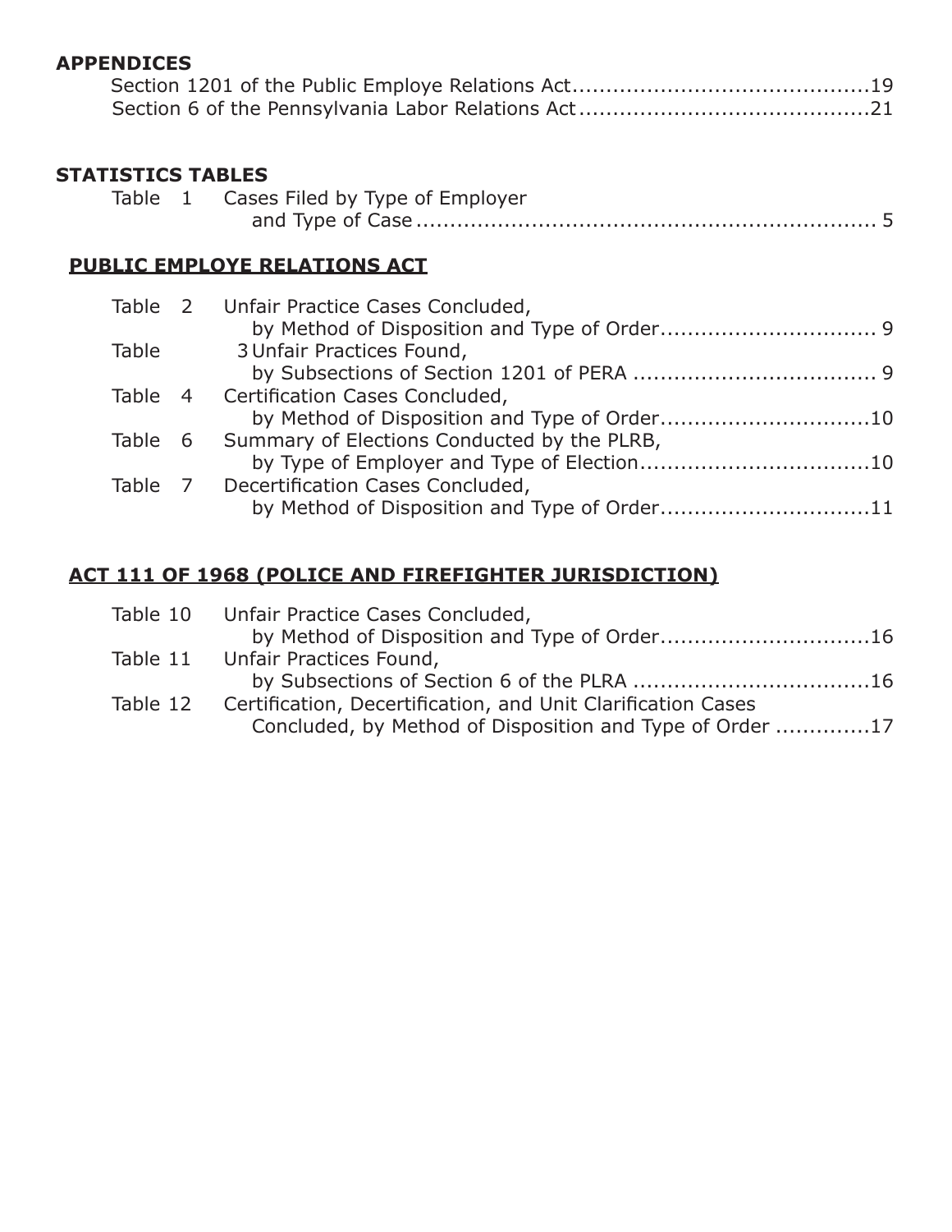## APPENDICES

Section 1201 of the Public Employe Relations Act ........................................... 19
Section 6 of the Pennsylvania Labor Relations Act ........................................... 21

## STATISTICS TABLES

Table 1 Cases Filed by Type of Employer and Type of Case ........................................... 5

### PUBLIC EMPLOYE RELATIONS ACT

Table 2 Unfair Practice Cases Concluded, by Method of Disposition and Type of Order ........................................... 9

Table 3 Unfair Practices Found, by Subsections of Section 1201 of PERA ........................................... 9

Table 4 Certification Cases Concluded, by Method of Disposition and Type of Order ........................................... 10

Table 6 Summary of Elections Conducted by the PLRB, by Type of Employer and Type of Election ........................................... 10

Table 7 Decertification Cases Concluded, by Method of Disposition and Type of Order ........................................... 11

### ACT 111 OF 1968 (POLICE AND FIREFIGHTER JURISDICTION)

Table 10 Unfair Practice Cases Concluded, by Method of Disposition and Type of Order ........................................... 16

Table 11 Unfair Practices Found, by Subsections of Section 6 of the PLRA ........................................... 16

Table 12 Certification, Decertification, and Unit Clarification Cases Concluded, by Method of Disposition and Type of Order ........................................... 17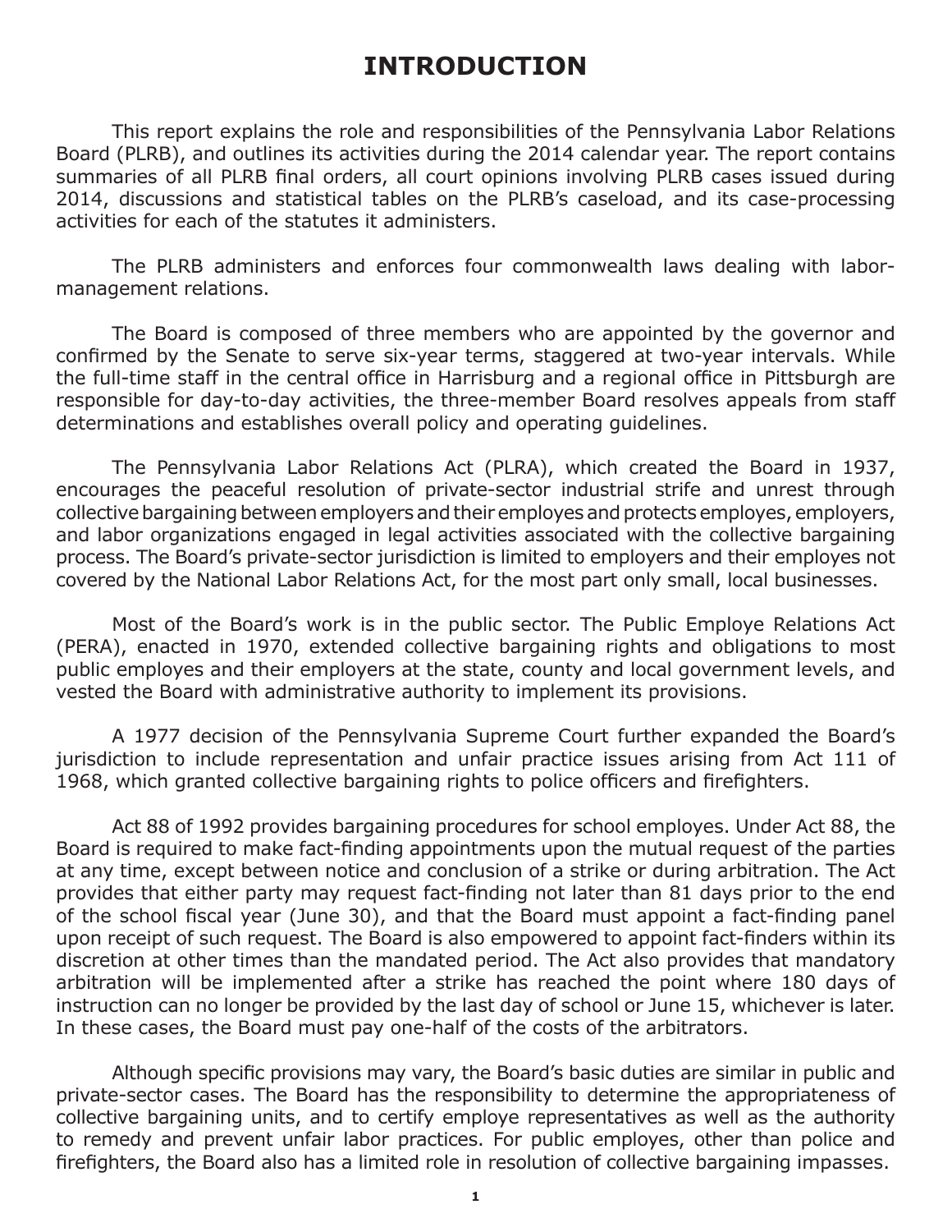# INTRODUCTION

This report explains the role and responsibilities of the Pennsylvania Labor Relations Board (PLRB), and outlines its activities during the 2014 calendar year. The report contains summaries of all PLRB final orders, all court opinions involving PLRB cases issued during 2014, discussions and statistical tables on the PLRB's caseload, and its case-processing activities for each of the statutes it administers.

The PLRB administers and enforces four commonwealth laws dealing with labor-management relations.

The Board is composed of three members who are appointed by the governor and confirmed by the Senate to serve six-year terms, staggered at two-year intervals. While the full-time staff in the central office in Harrisburg and a regional office in Pittsburgh are responsible for day-to-day activities, the three-member Board resolves appeals from staff determinations and establishes overall policy and operating guidelines.

The Pennsylvania Labor Relations Act (PLRA), which created the Board in 1937, encourages the peaceful resolution of private-sector industrial strife and unrest through collective bargaining between employers and their employes and protects employes, employers, and labor organizations engaged in legal activities associated with the collective bargaining process. The Board's private-sector jurisdiction is limited to employers and their employes not covered by the National Labor Relations Act, for the most part only small, local businesses.

Most of the Board's work is in the public sector. The Public Employe Relations Act (PERA), enacted in 1970, extended collective bargaining rights and obligations to most public employes and their employers at the state, county and local government levels, and vested the Board with administrative authority to implement its provisions.

A 1977 decision of the Pennsylvania Supreme Court further expanded the Board's jurisdiction to include representation and unfair practice issues arising from Act 111 of 1968, which granted collective bargaining rights to police officers and firefighters.

Act 88 of 1992 provides bargaining procedures for school employes. Under Act 88, the Board is required to make fact-finding appointments upon the mutual request of the parties at any time, except between notice and conclusion of a strike or during arbitration. The Act provides that either party may request fact-finding not later than 81 days prior to the end of the school fiscal year (June 30), and that the Board must appoint a fact-finding panel upon receipt of such request. The Board is also empowered to appoint fact-finders within its discretion at other times than the mandated period. The Act also provides that mandatory arbitration will be implemented after a strike has reached the point where 180 days of instruction can no longer be provided by the last day of school or June 15, whichever is later. In these cases, the Board must pay one-half of the costs of the arbitrators.

Although specific provisions may vary, the Board's basic duties are similar in public and private-sector cases. The Board has the responsibility to determine the appropriateness of collective bargaining units, and to certify employe representatives as well as the authority to remedy and prevent unfair labor practices. For public employes, other than police and firefighters, the Board also has a limited role in resolution of collective bargaining impasses.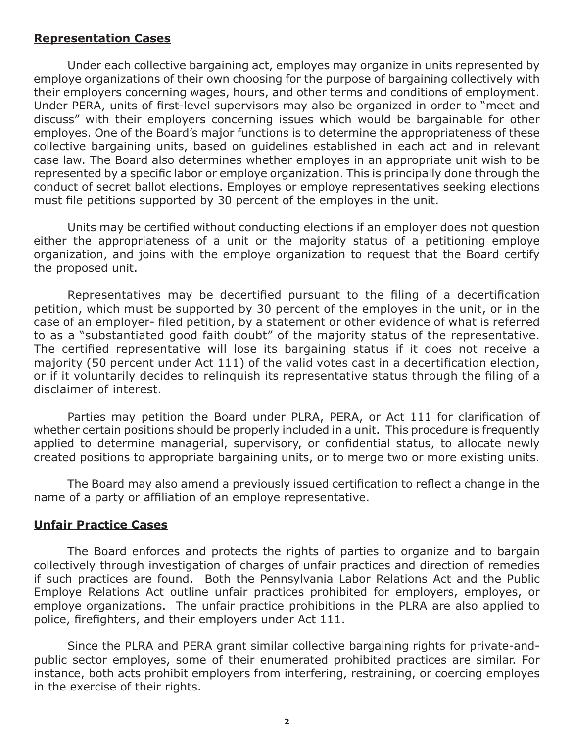## Representation Cases

Under each collective bargaining act, employes may organize in units represented by employe organizations of their own choosing for the purpose of bargaining collectively with their employers concerning wages, hours, and other terms and conditions of employment. Under PERA, units of first-level supervisors may also be organized in order to "meet and discuss" with their employers concerning issues which would be bargainable for other employes. One of the Board's major functions is to determine the appropriateness of these collective bargaining units, based on guidelines established in each act and in relevant case law. The Board also determines whether employes in an appropriate unit wish to be represented by a specific labor or employe organization. This is principally done through the conduct of secret ballot elections. Employes or employe representatives seeking elections must file petitions supported by 30 percent of the employes in the unit.

Units may be certified without conducting elections if an employer does not question either the appropriateness of a unit or the majority status of a petitioning employe organization, and joins with the employe organization to request that the Board certify the proposed unit.

Representatives may be decertified pursuant to the filing of a decertification petition, which must be supported by 30 percent of the employes in the unit, or in the case of an employer- filed petition, by a statement or other evidence of what is referred to as a "substantiated good faith doubt" of the majority status of the representative. The certified representative will lose its bargaining status if it does not receive a majority (50 percent under Act 111) of the valid votes cast in a decertification election, or if it voluntarily decides to relinquish its representative status through the filing of a disclaimer of interest.

Parties may petition the Board under PLRA, PERA, or Act 111 for clarification of whether certain positions should be properly included in a unit. This procedure is frequently applied to determine managerial, supervisory, or confidential status, to allocate newly created positions to appropriate bargaining units, or to merge two or more existing units.

The Board may also amend a previously issued certification to reflect a change in the name of a party or affiliation of an employe representative.

## Unfair Practice Cases

The Board enforces and protects the rights of parties to organize and to bargain collectively through investigation of charges of unfair practices and direction of remedies if such practices are found. Both the Pennsylvania Labor Relations Act and the Public Employe Relations Act outline unfair practices prohibited for employers, employes, or employe organizations. The unfair practice prohibitions in the PLRA are also applied to police, firefighters, and their employers under Act 111.

Since the PLRA and PERA grant similar collective bargaining rights for private-and-public sector employes, some of their enumerated prohibited practices are similar. For instance, both acts prohibit employers from interfering, restraining, or coercing employes in the exercise of their rights.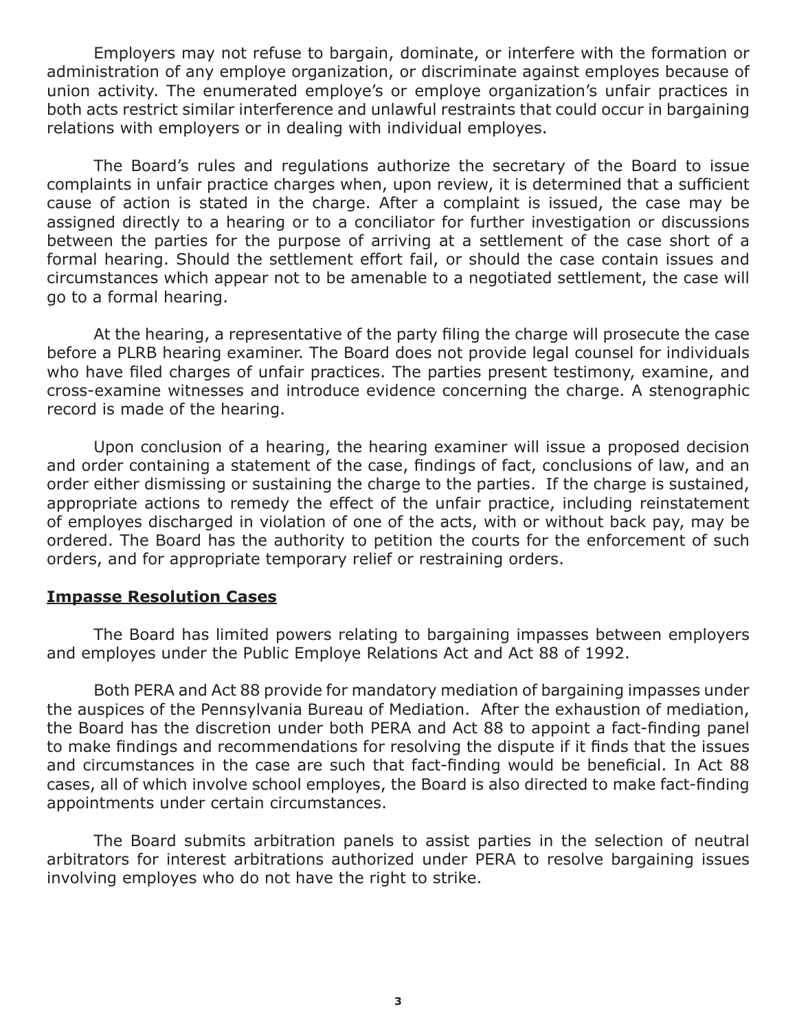Employers may not refuse to bargain, dominate, or interfere with the formation or administration of any employe organization, or discriminate against employes because of union activity. The enumerated employe's or employe organization's unfair practices in both acts restrict similar interference and unlawful restraints that could occur in bargaining relations with employers or in dealing with individual employes.

The Board's rules and regulations authorize the secretary of the Board to issue complaints in unfair practice charges when, upon review, it is determined that a sufficient cause of action is stated in the charge. After a complaint is issued, the case may be assigned directly to a hearing or to a conciliator for further investigation or discussions between the parties for the purpose of arriving at a settlement of the case short of a formal hearing. Should the settlement effort fail, or should the case contain issues and circumstances which appear not to be amenable to a negotiated settlement, the case will go to a formal hearing.

At the hearing, a representative of the party filing the charge will prosecute the case before a PLRB hearing examiner. The Board does not provide legal counsel for individuals who have filed charges of unfair practices. The parties present testimony, examine, and cross-examine witnesses and introduce evidence concerning the charge. A stenographic record is made of the hearing.

Upon conclusion of a hearing, the hearing examiner will issue a proposed decision and order containing a statement of the case, findings of fact, conclusions of law, and an order either dismissing or sustaining the charge to the parties. If the charge is sustained, appropriate actions to remedy the effect of the unfair practice, including reinstatement of employes discharged in violation of one of the acts, with or without back pay, may be ordered. The Board has the authority to petition the courts for the enforcement of such orders, and for appropriate temporary relief or restraining orders.

## Impasse Resolution Cases

The Board has limited powers relating to bargaining impasses between employers and employes under the Public Employe Relations Act and Act 88 of 1992.

Both PERA and Act 88 provide for mandatory mediation of bargaining impasses under the auspices of the Pennsylvania Bureau of Mediation. After the exhaustion of mediation, the Board has the discretion under both PERA and Act 88 to appoint a fact-finding panel to make findings and recommendations for resolving the dispute if it finds that the issues and circumstances in the case are such that fact-finding would be beneficial. In Act 88 cases, all of which involve school employes, the Board is also directed to make fact-finding appointments under certain circumstances.

The Board submits arbitration panels to assist parties in the selection of neutral arbitrators for interest arbitrations authorized under PERA to resolve bargaining issues involving employes who do not have the right to strike.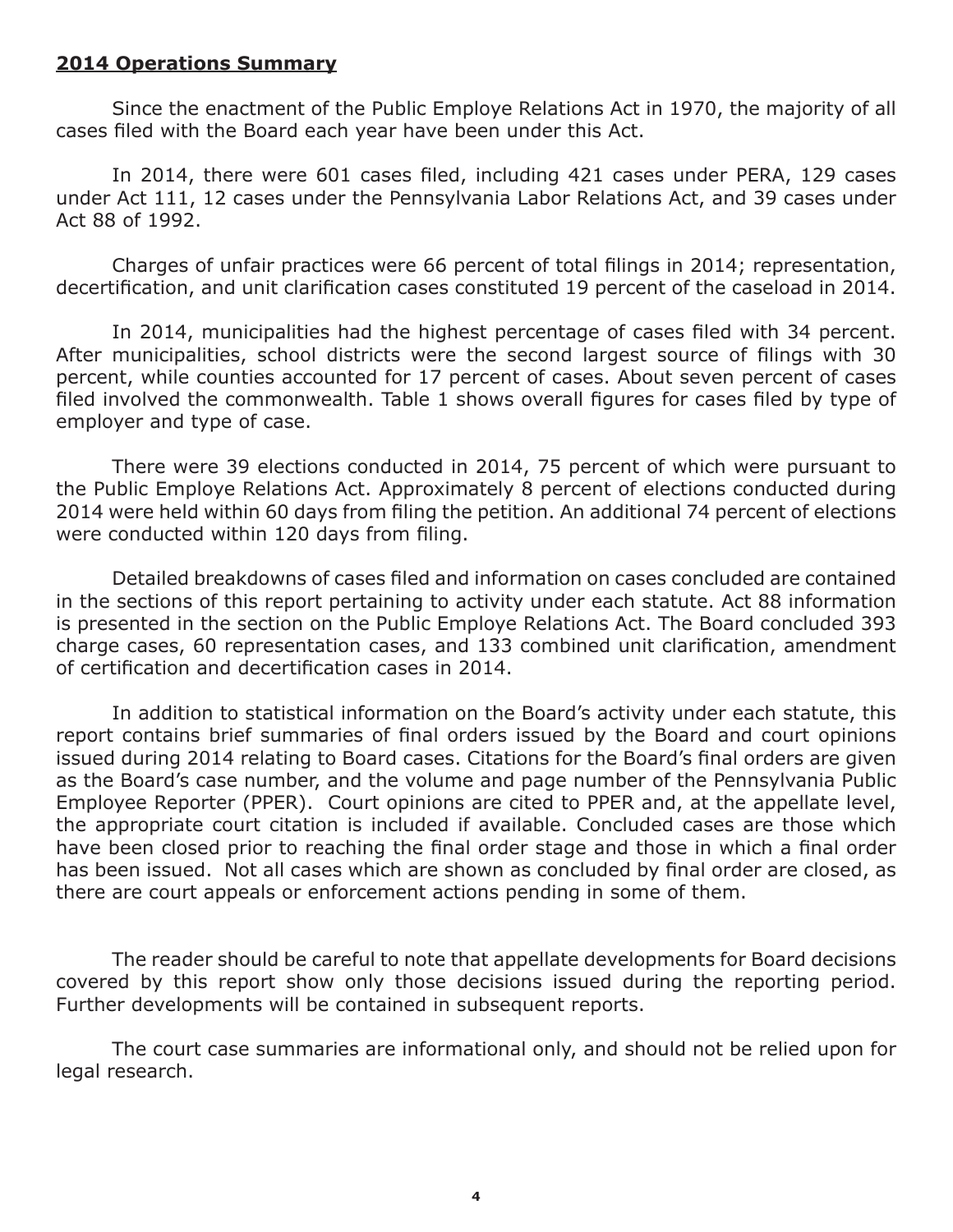## 2014 Operations Summary

Since the enactment of the Public Employe Relations Act in 1970, the majority of all cases filed with the Board each year have been under this Act.

In 2014, there were 601 cases filed, including 421 cases under PERA, 129 cases under Act 111, 12 cases under the Pennsylvania Labor Relations Act, and 39 cases under Act 88 of 1992.

Charges of unfair practices were 66 percent of total filings in 2014; representation, decertification, and unit clarification cases constituted 19 percent of the caseload in 2014.

In 2014, municipalities had the highest percentage of cases filed with 34 percent. After municipalities, school districts were the second largest source of filings with 30 percent, while counties accounted for 17 percent of cases. About seven percent of cases filed involved the commonwealth. Table 1 shows overall figures for cases filed by type of employer and type of case.

There were 39 elections conducted in 2014, 75 percent of which were pursuant to the Public Employe Relations Act. Approximately 8 percent of elections conducted during 2014 were held within 60 days from filing the petition. An additional 74 percent of elections were conducted within 120 days from filing.

Detailed breakdowns of cases filed and information on cases concluded are contained in the sections of this report pertaining to activity under each statute. Act 88 information is presented in the section on the Public Employe Relations Act. The Board concluded 393 charge cases, 60 representation cases, and 133 combined unit clarification, amendment of certification and decertification cases in 2014.

In addition to statistical information on the Board's activity under each statute, this report contains brief summaries of final orders issued by the Board and court opinions issued during 2014 relating to Board cases. Citations for the Board's final orders are given as the Board's case number, and the volume and page number of the Pennsylvania Public Employee Reporter (PPER). Court opinions are cited to PPER and, at the appellate level, the appropriate court citation is included if available. Concluded cases are those which have been closed prior to reaching the final order stage and those in which a final order has been issued. Not all cases which are shown as concluded by final order are closed, as there are court appeals or enforcement actions pending in some of them.

The reader should be careful to note that appellate developments for Board decisions covered by this report show only those decisions issued during the reporting period. Further developments will be contained in subsequent reports.

The court case summaries are informational only, and should not be relied upon for legal research.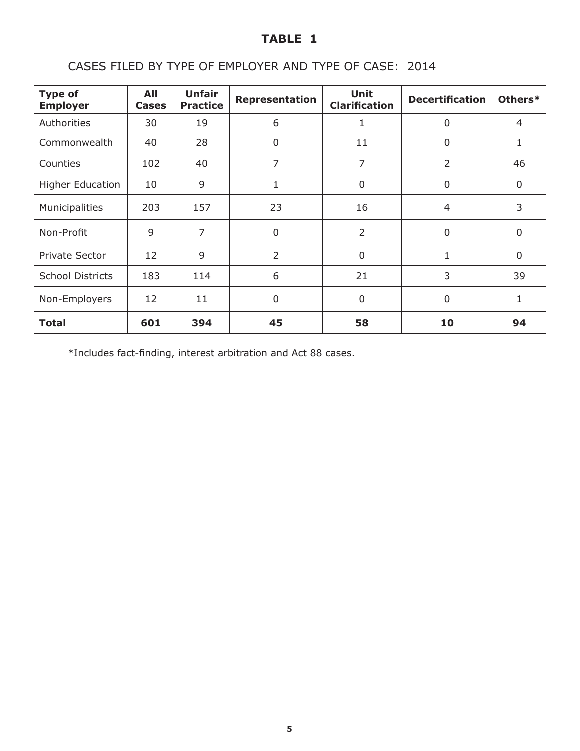# TABLE 1

CASES FILED BY TYPE OF EMPLOYER AND TYPE OF CASE: 2014

| Type of Employer | All Cases | Unfair Practice | Representation | Unit Clarification | Decertification | Others* |
|---|---|---|---|---|---|---|
| Authorities | 30 | 19 | 6 | 1 | 0 | 4 |
| Commonwealth | 40 | 28 | 0 | 11 | 0 | 1 |
| Counties | 102 | 40 | 7 | 7 | 2 | 46 |
| Higher Education | 10 | 9 | 1 | 0 | 0 | 0 |
| Municipalities | 203 | 157 | 23 | 16 | 4 | 3 |
| Non-Profit | 9 | 7 | 0 | 2 | 0 | 0 |
| Private Sector | 12 | 9 | 2 | 0 | 1 | 0 |
| School Districts | 183 | 114 | 6 | 21 | 3 | 39 |
| Non-Employers | 12 | 11 | 0 | 0 | 0 | 1 |
| **Total** | **601** | **394** | **45** | **58** | **10** | **94** |

*Includes fact-finding, interest arbitration and Act 88 cases.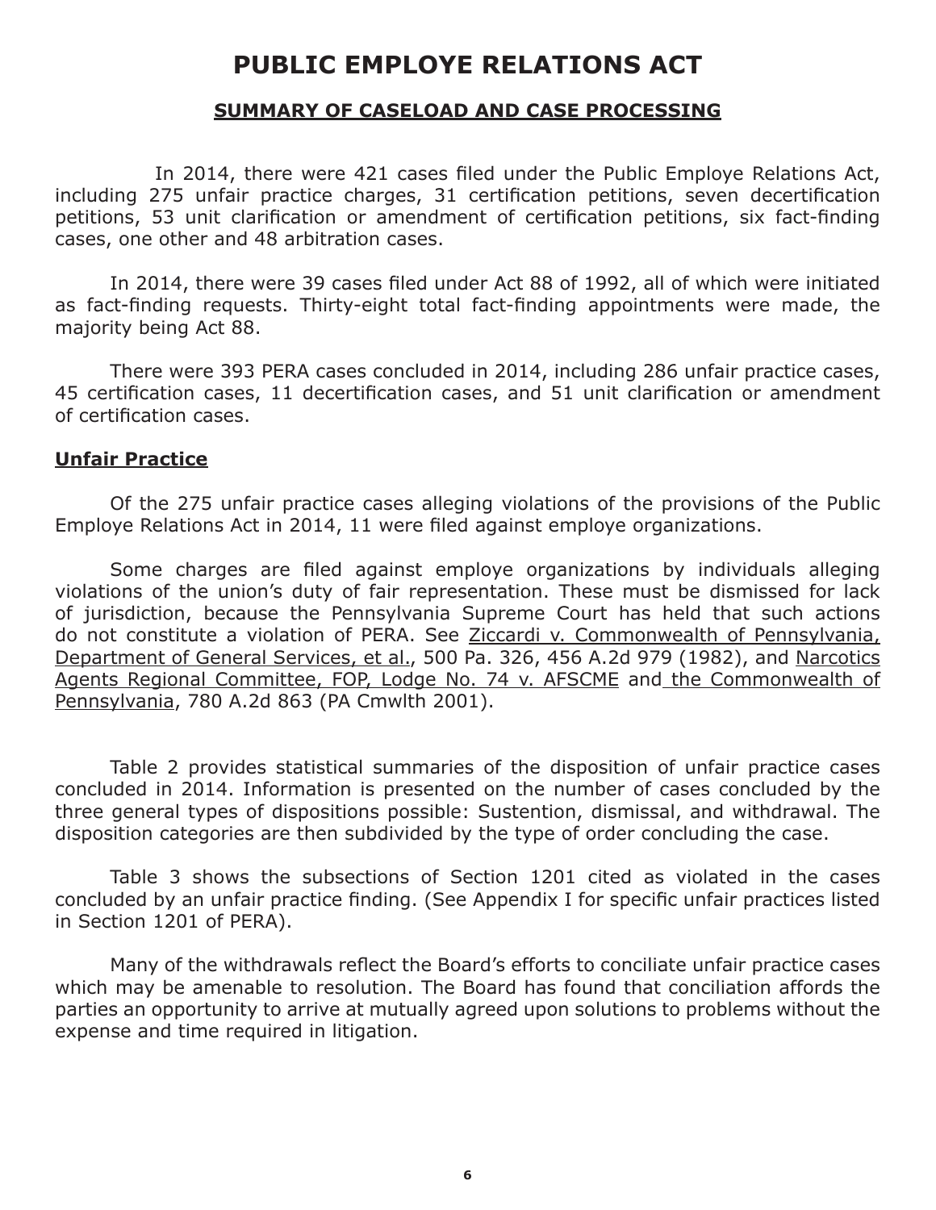# PUBLIC EMPLOYE RELATIONS ACT

## SUMMARY OF CASELOAD AND CASE PROCESSING

In 2014, there were 421 cases filed under the Public Employe Relations Act, including 275 unfair practice charges, 31 certification petitions, seven decertification petitions, 53 unit clarification or amendment of certification petitions, six fact-finding cases, one other and 48 arbitration cases.

In 2014, there were 39 cases filed under Act 88 of 1992, all of which were initiated as fact-finding requests. Thirty-eight total fact-finding appointments were made, the majority being Act 88.

There were 393 PERA cases concluded in 2014, including 286 unfair practice cases, 45 certification cases, 11 decertification cases, and 51 unit clarification or amendment of certification cases.

### Unfair Practice

Of the 275 unfair practice cases alleging violations of the provisions of the Public Employe Relations Act in 2014, 11 were filed against employe organizations.

Some charges are filed against employe organizations by individuals alleging violations of the union's duty of fair representation. These must be dismissed for lack of jurisdiction, because the Pennsylvania Supreme Court has held that such actions do not constitute a violation of PERA. See Ziccardi v. Commonwealth of Pennsylvania, Department of General Services, et al., 500 Pa. 326, 456 A.2d 979 (1982), and Narcotics Agents Regional Committee, FOP, Lodge No. 74 v. AFSCME and the Commonwealth of Pennsylvania, 780 A.2d 863 (PA Cmwlth 2001).

Table 2 provides statistical summaries of the disposition of unfair practice cases concluded in 2014. Information is presented on the number of cases concluded by the three general types of dispositions possible: Sustention, dismissal, and withdrawal. The disposition categories are then subdivided by the type of order concluding the case.

Table 3 shows the subsections of Section 1201 cited as violated in the cases concluded by an unfair practice finding. (See Appendix I for specific unfair practices listed in Section 1201 of PERA).

Many of the withdrawals reflect the Board's efforts to conciliate unfair practice cases which may be amenable to resolution. The Board has found that conciliation affords the parties an opportunity to arrive at mutually agreed upon solutions to problems without the expense and time required in litigation.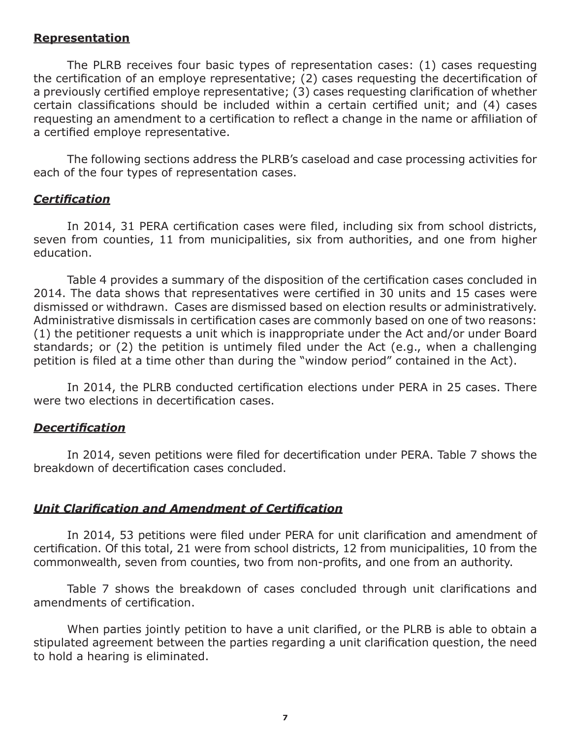## **Representation**

The PLRB receives four basic types of representation cases: (1) cases requesting the certification of an employe representative; (2) cases requesting the decertification of a previously certified employe representative; (3) cases requesting clarification of whether certain classifications should be included within a certain certified unit; and (4) cases requesting an amendment to a certification to reflect a change in the name or affiliation of a certified employe representative.

The following sections address the PLRB's caseload and case processing activities for each of the four types of representation cases.

### ***Certification***

In 2014, 31 PERA certification cases were filed, including six from school districts, seven from counties, 11 from municipalities, six from authorities, and one from higher education.

Table 4 provides a summary of the disposition of the certification cases concluded in 2014. The data shows that representatives were certified in 30 units and 15 cases were dismissed or withdrawn. Cases are dismissed based on election results or administratively. Administrative dismissals in certification cases are commonly based on one of two reasons: (1) the petitioner requests a unit which is inappropriate under the Act and/or under Board standards; or (2) the petition is untimely filed under the Act (e.g., when a challenging petition is filed at a time other than during the "window period" contained in the Act).

In 2014, the PLRB conducted certification elections under PERA in 25 cases. There were two elections in decertification cases.

### ***Decertification***

In 2014, seven petitions were filed for decertification under PERA. Table 7 shows the breakdown of decertification cases concluded.

### ***Unit Clarification and Amendment of Certification***

In 2014, 53 petitions were filed under PERA for unit clarification and amendment of certification. Of this total, 21 were from school districts, 12 from municipalities, 10 from the commonwealth, seven from counties, two from non-profits, and one from an authority.

Table 7 shows the breakdown of cases concluded through unit clarifications and amendments of certification.

When parties jointly petition to have a unit clarified, or the PLRB is able to obtain a stipulated agreement between the parties regarding a unit clarification question, the need to hold a hearing is eliminated.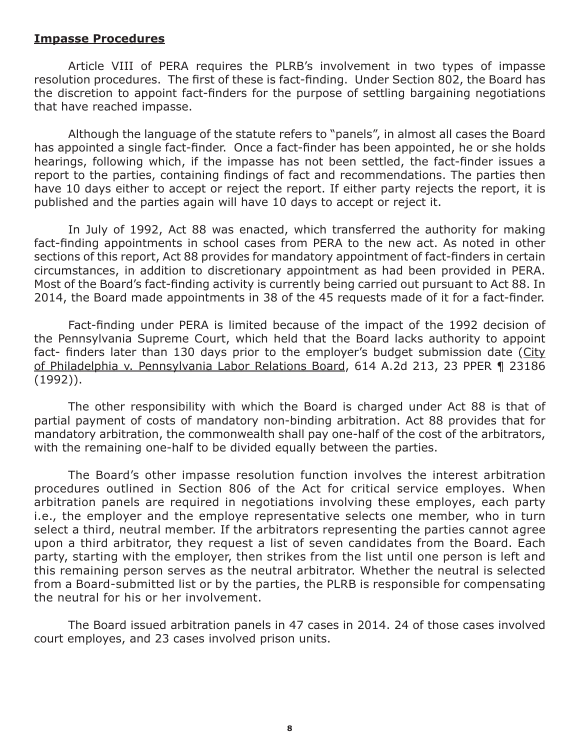## **Impasse Procedures**

Article VIII of PERA requires the PLRB's involvement in two types of impasse resolution procedures. The first of these is fact-finding. Under Section 802, the Board has the discretion to appoint fact-finders for the purpose of settling bargaining negotiations that have reached impasse.

Although the language of the statute refers to "panels", in almost all cases the Board has appointed a single fact-finder. Once a fact-finder has been appointed, he or she holds hearings, following which, if the impasse has not been settled, the fact-finder issues a report to the parties, containing findings of fact and recommendations. The parties then have 10 days either to accept or reject the report. If either party rejects the report, it is published and the parties again will have 10 days to accept or reject it.

In July of 1992, Act 88 was enacted, which transferred the authority for making fact-finding appointments in school cases from PERA to the new act. As noted in other sections of this report, Act 88 provides for mandatory appointment of fact-finders in certain circumstances, in addition to discretionary appointment as had been provided in PERA. Most of the Board's fact-finding activity is currently being carried out pursuant to Act 88. In 2014, the Board made appointments in 38 of the 45 requests made of it for a fact-finder.

Fact-finding under PERA is limited because of the impact of the 1992 decision of the Pennsylvania Supreme Court, which held that the Board lacks authority to appoint fact- finders later than 130 days prior to the employer's budget submission date (City of Philadelphia v. Pennsylvania Labor Relations Board, 614 A.2d 213, 23 PPER ¶ 23186 (1992)).

The other responsibility with which the Board is charged under Act 88 is that of partial payment of costs of mandatory non-binding arbitration. Act 88 provides that for mandatory arbitration, the commonwealth shall pay one-half of the cost of the arbitrators, with the remaining one-half to be divided equally between the parties.

The Board's other impasse resolution function involves the interest arbitration procedures outlined in Section 806 of the Act for critical service employes. When arbitration panels are required in negotiations involving these employes, each party i.e., the employer and the employe representative selects one member, who in turn select a third, neutral member. If the arbitrators representing the parties cannot agree upon a third arbitrator, they request a list of seven candidates from the Board. Each party, starting with the employer, then strikes from the list until one person is left and this remaining person serves as the neutral arbitrator. Whether the neutral is selected from a Board-submitted list or by the parties, the PLRB is responsible for compensating the neutral for his or her involvement.

The Board issued arbitration panels in 47 cases in 2014. 24 of those cases involved court employes, and 23 cases involved prison units.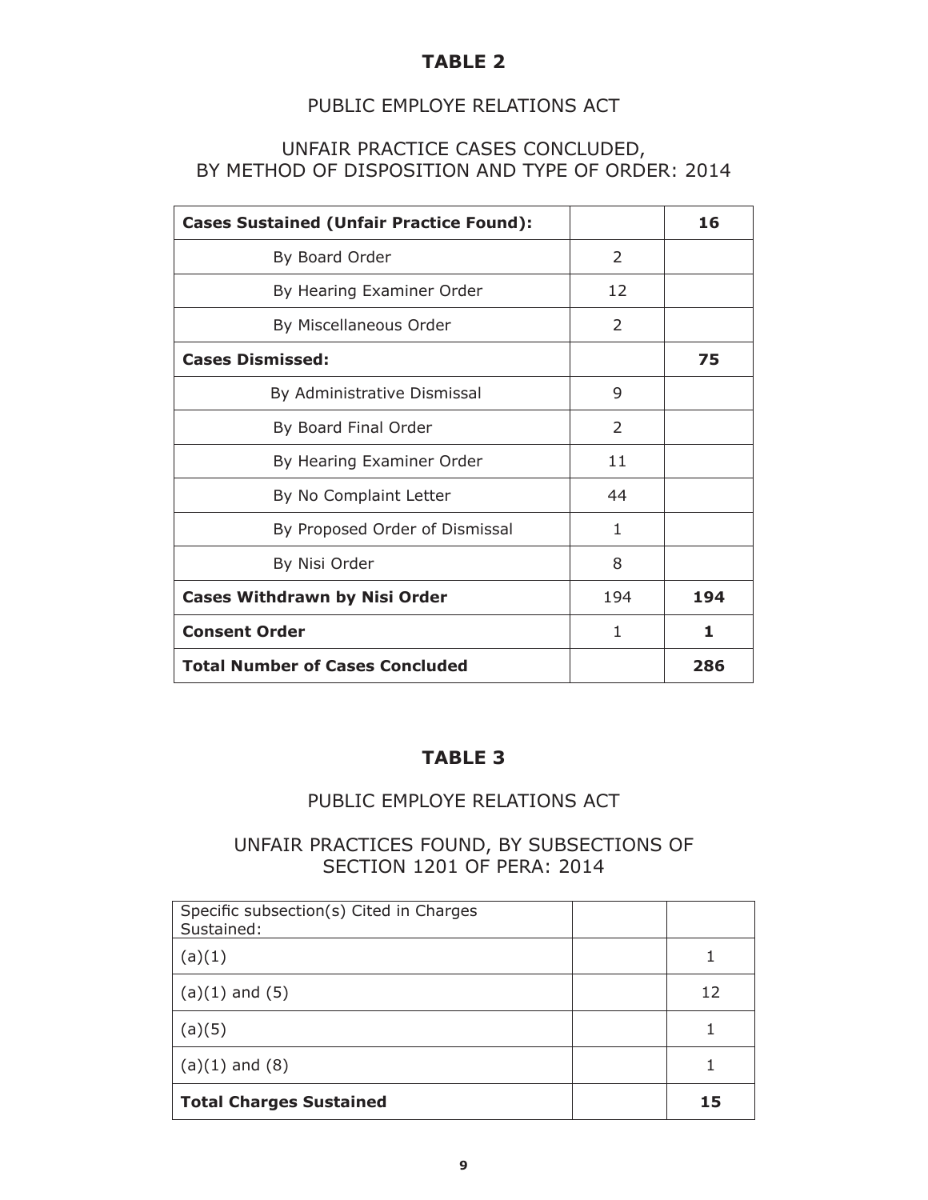## TABLE 2

### PUBLIC EMPLOYE RELATIONS ACT

### UNFAIR PRACTICE CASES CONCLUDED, BY METHOD OF DISPOSITION AND TYPE OF ORDER: 2014

| **Cases Sustained (Unfair Practice Found):** | | **16** |
|---|---|---|
| By Board Order | 2 | |
| By Hearing Examiner Order | 12 | |
| By Miscellaneous Order | 2 | |
| **Cases Dismissed:** | | **75** |
| By Administrative Dismissal | 9 | |
| By Board Final Order | 2 | |
| By Hearing Examiner Order | 11 | |
| By No Complaint Letter | 44 | |
| By Proposed Order of Dismissal | 1 | |
| By Nisi Order | 8 | |
| **Cases Withdrawn by Nisi Order** | 194 | **194** |
| **Consent Order** | 1 | **1** |
| **Total Number of Cases Concluded** | | **286** |

## TABLE 3

### PUBLIC EMPLOYE RELATIONS ACT

### UNFAIR PRACTICES FOUND, BY SUBSECTIONS OF SECTION 1201 OF PERA: 2014

| Specific subsection(s) Cited in Charges Sustained: | | |
|---|---|---|
| (a)(1) | | 1 |
| (a)(1) and (5) | | 12 |
| (a)(5) | | 1 |
| (a)(1) and (8) | | 1 |
| **Total Charges Sustained** | | **15** |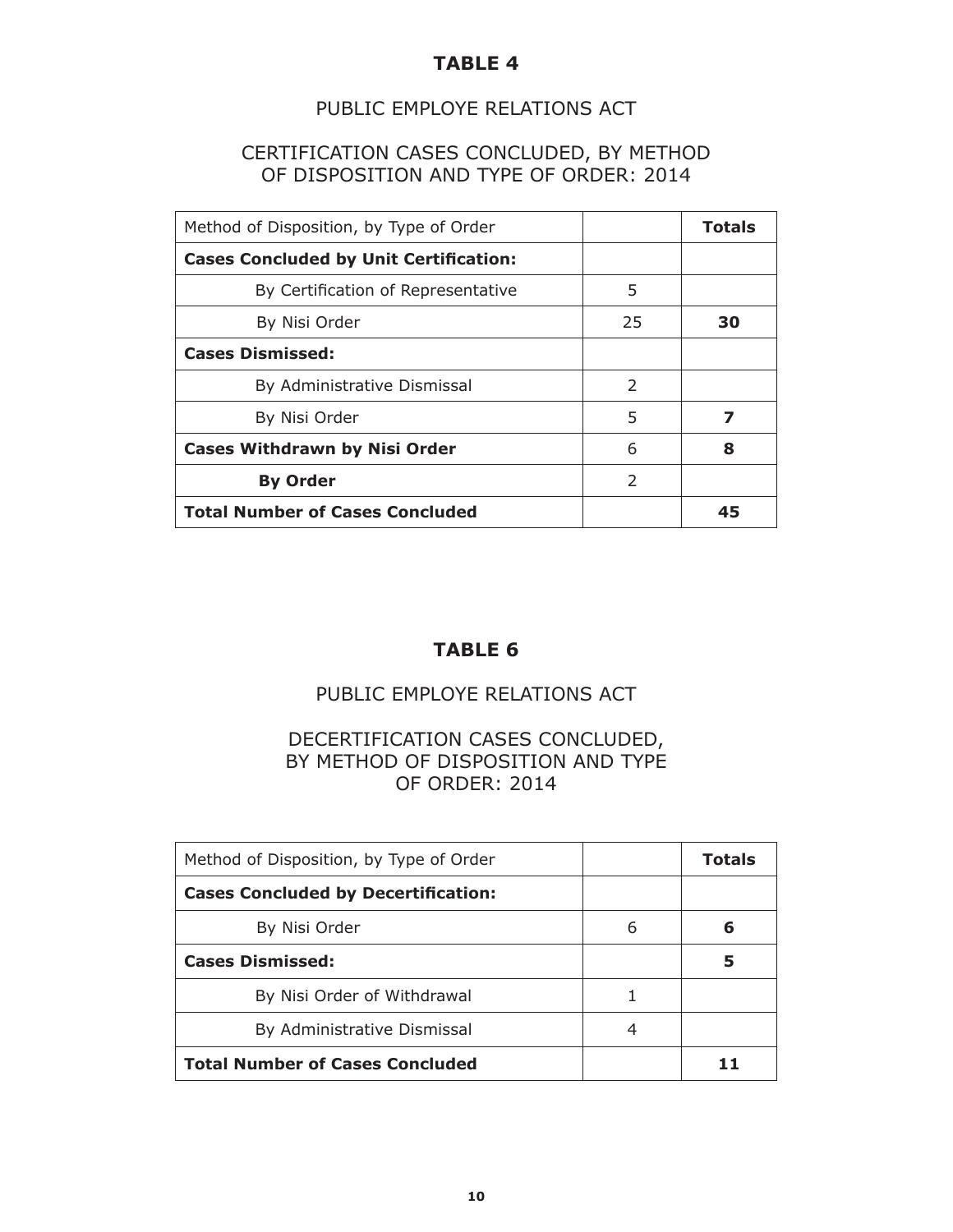## TABLE 4

PUBLIC EMPLOYE RELATIONS ACT

CERTIFICATION CASES CONCLUDED, BY METHOD OF DISPOSITION AND TYPE OF ORDER: 2014

| Method of Disposition, by Type of Order | | **Totals** |
|---|---|---|
| **Cases Concluded by Unit Certification:** | | |
| By Certification of Representative | 5 | |
| By Nisi Order | 25 | **30** |
| **Cases Dismissed:** | | |
| By Administrative Dismissal | 2 | |
| By Nisi Order | 5 | **7** |
| **Cases Withdrawn by Nisi Order** | 6 | **8** |
| **By Order** | 2 | |
| **Total Number of Cases Concluded** | | **45** |

## TABLE 6

PUBLIC EMPLOYE RELATIONS ACT

DECERTIFICATION CASES CONCLUDED, BY METHOD OF DISPOSITION AND TYPE OF ORDER: 2014

| Method of Disposition, by Type of Order | | **Totals** |
|---|---|---|
| **Cases Concluded by Decertification:** | | |
| By Nisi Order | 6 | **6** |
| **Cases Dismissed:** | | **5** |
| By Nisi Order of Withdrawal | 1 | |
| By Administrative Dismissal | 4 | |
| **Total Number of Cases Concluded** | | **11** |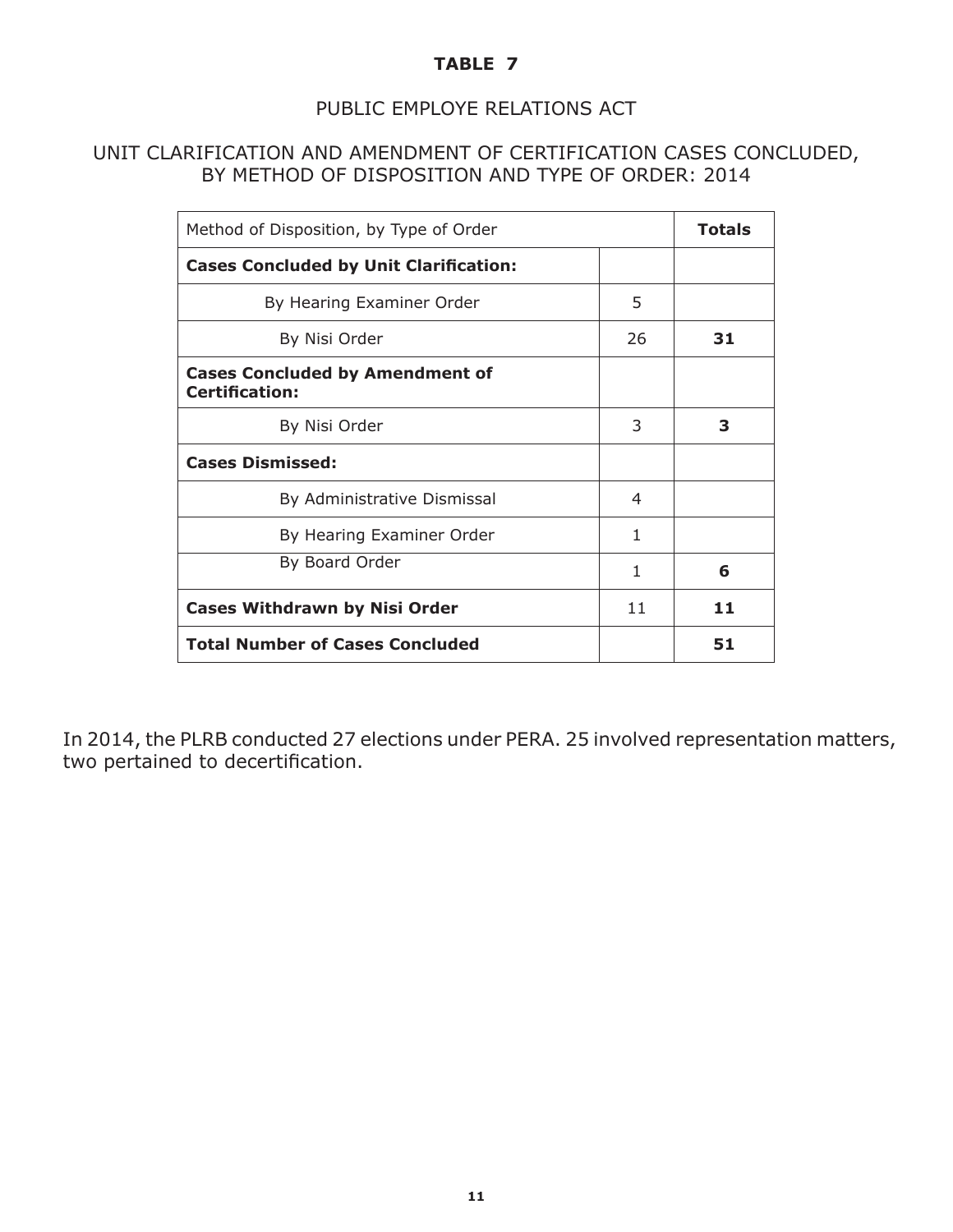**TABLE 7**

PUBLIC EMPLOYE RELATIONS ACT

UNIT CLARIFICATION AND AMENDMENT OF CERTIFICATION CASES CONCLUDED, BY METHOD OF DISPOSITION AND TYPE OF ORDER: 2014

| Method of Disposition, by Type of Order | | **Totals** |
|---|---|---|
| **Cases Concluded by Unit Clarification:** | | |
| By Hearing Examiner Order | 5 | |
| By Nisi Order | 26 | **31** |
| **Cases Concluded by Amendment of Certification:** | | |
| By Nisi Order | 3 | **3** |
| **Cases Dismissed:** | | |
| By Administrative Dismissal | 4 | |
| By Hearing Examiner Order | 1 | |
| By Board Order | 1 | **6** |
| **Cases Withdrawn by Nisi Order** | 11 | **11** |
| **Total Number of Cases Concluded** | | **51** |

In 2014, the PLRB conducted 27 elections under PERA. 25 involved representation matters, two pertained to decertification.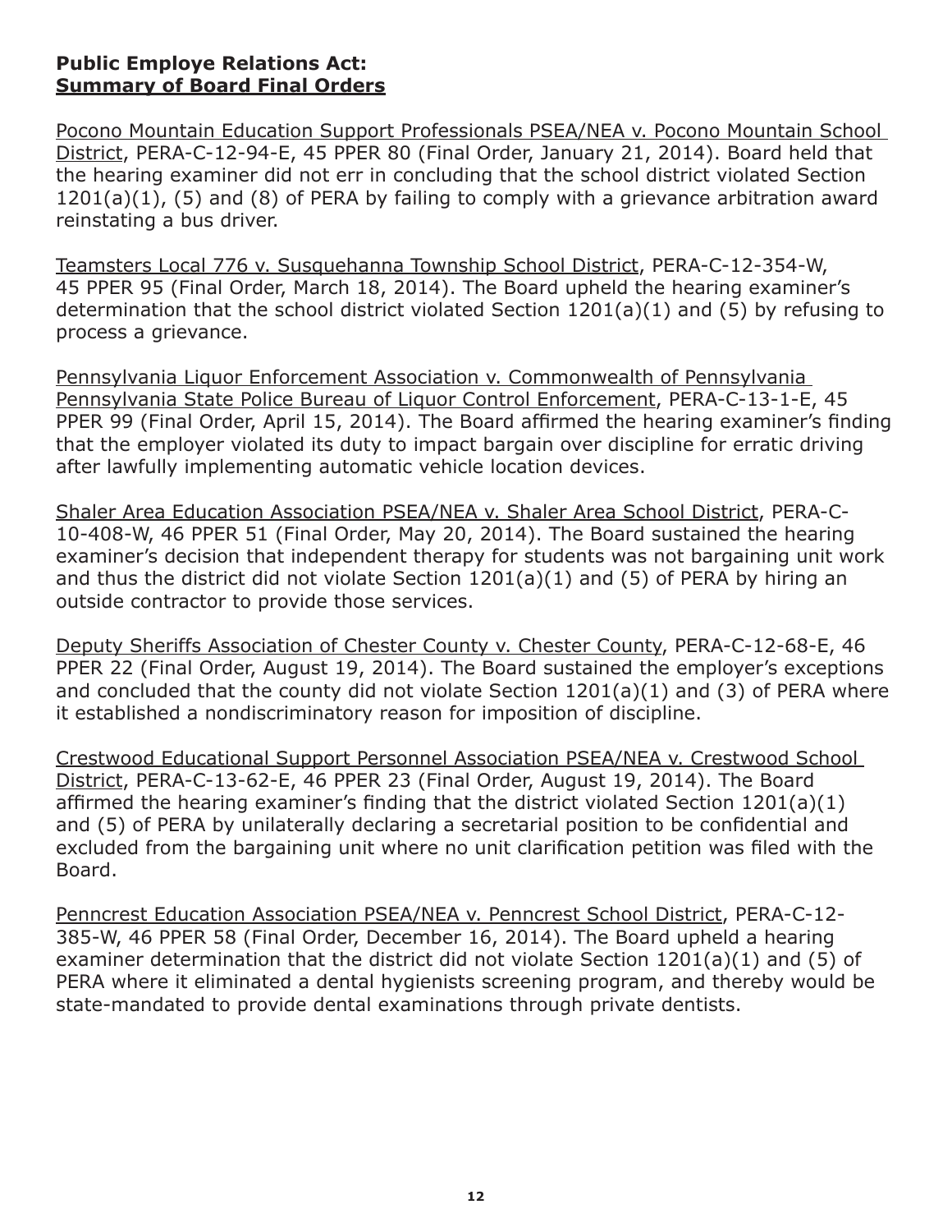**Public Employe Relations Act:**
**<u>Summary of Board Final Orders</u>**

<u>Pocono Mountain Education Support Professionals PSEA/NEA v. Pocono Mountain School District</u>, PERA-C-12-94-E, 45 PPER 80 (Final Order, January 21, 2014). Board held that the hearing examiner did not err in concluding that the school district violated Section 1201(a)(1), (5) and (8) of PERA by failing to comply with a grievance arbitration award reinstating a bus driver.

<u>Teamsters Local 776 v. Susquehanna Township School District</u>, PERA-C-12-354-W, 45 PPER 95 (Final Order, March 18, 2014). The Board upheld the hearing examiner's determination that the school district violated Section 1201(a)(1) and (5) by refusing to process a grievance.

<u>Pennsylvania Liquor Enforcement Association v. Commonwealth of Pennsylvania Pennsylvania State Police Bureau of Liquor Control Enforcement</u>, PERA-C-13-1-E, 45 PPER 99 (Final Order, April 15, 2014). The Board affirmed the hearing examiner's finding that the employer violated its duty to impact bargain over discipline for erratic driving after lawfully implementing automatic vehicle location devices.

<u>Shaler Area Education Association PSEA/NEA v. Shaler Area School District</u>, PERA-C-10-408-W, 46 PPER 51 (Final Order, May 20, 2014). The Board sustained the hearing examiner's decision that independent therapy for students was not bargaining unit work and thus the district did not violate Section 1201(a)(1) and (5) of PERA by hiring an outside contractor to provide those services.

<u>Deputy Sheriffs Association of Chester County v. Chester County</u>, PERA-C-12-68-E, 46 PPER 22 (Final Order, August 19, 2014). The Board sustained the employer's exceptions and concluded that the county did not violate Section 1201(a)(1) and (3) of PERA where it established a nondiscriminatory reason for imposition of discipline.

<u>Crestwood Educational Support Personnel Association PSEA/NEA v. Crestwood School District</u>, PERA-C-13-62-E, 46 PPER 23 (Final Order, August 19, 2014). The Board affirmed the hearing examiner's finding that the district violated Section 1201(a)(1) and (5) of PERA by unilaterally declaring a secretarial position to be confidential and excluded from the bargaining unit where no unit clarification petition was filed with the Board.

<u>Penncrest Education Association PSEA/NEA v. Penncrest School District</u>, PERA-C-12-385-W, 46 PPER 58 (Final Order, December 16, 2014). The Board upheld a hearing examiner determination that the district did not violate Section 1201(a)(1) and (5) of PERA where it eliminated a dental hygienists screening program, and thereby would be state-mandated to provide dental examinations through private dentists.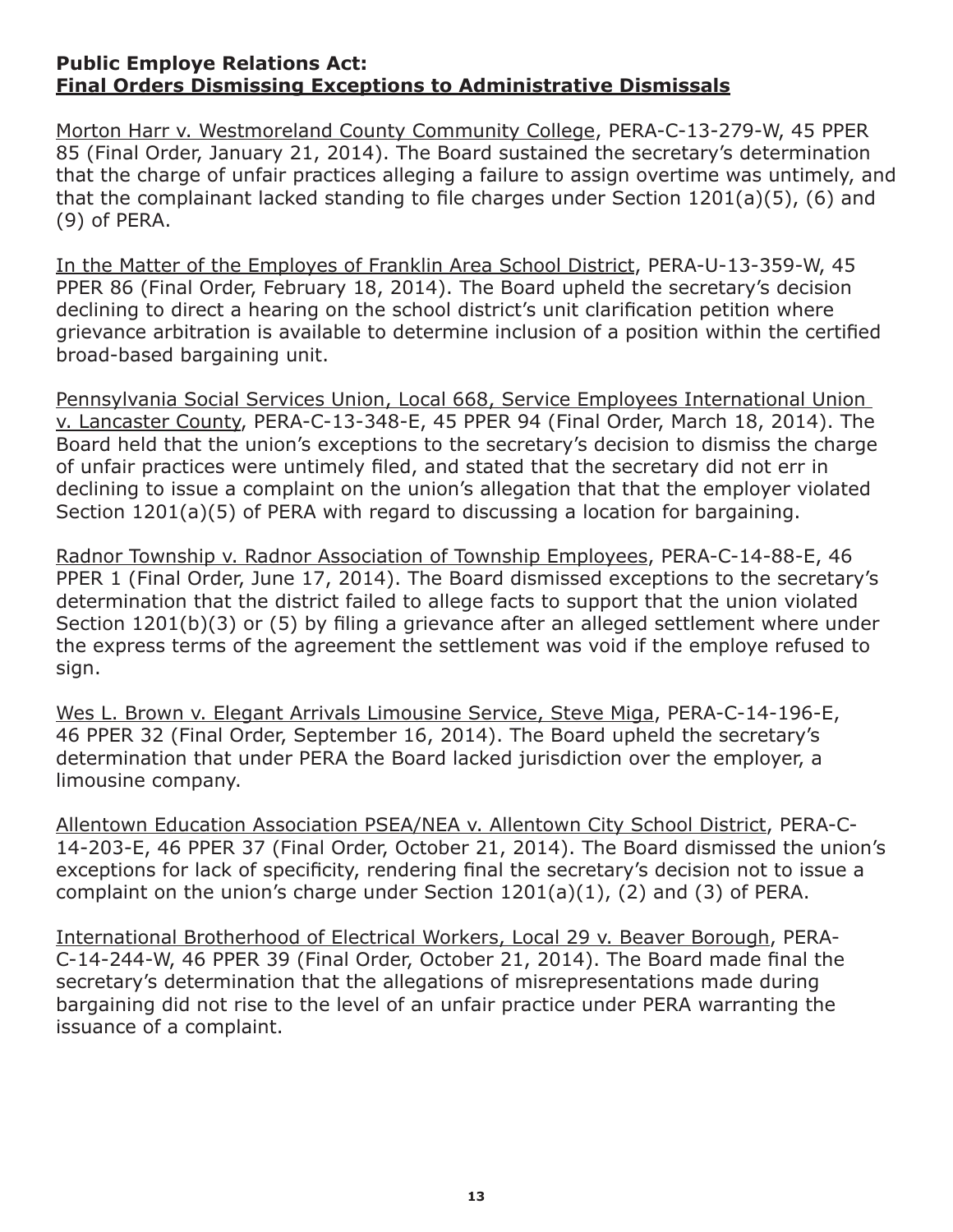**Public Employe Relations Act:**
**<u>Final Orders Dismissing Exceptions to Administrative Dismissals</u>**

<u>Morton Harr v. Westmoreland County Community College</u>, PERA-C-13-279-W, 45 PPER 85 (Final Order, January 21, 2014). The Board sustained the secretary's determination that the charge of unfair practices alleging a failure to assign overtime was untimely, and that the complainant lacked standing to file charges under Section 1201(a)(5), (6) and (9) of PERA.

<u>In the Matter of the Employes of Franklin Area School District</u>, PERA-U-13-359-W, 45 PPER 86 (Final Order, February 18, 2014). The Board upheld the secretary's decision declining to direct a hearing on the school district's unit clarification petition where grievance arbitration is available to determine inclusion of a position within the certified broad-based bargaining unit.

<u>Pennsylvania Social Services Union, Local 668, Service Employees International Union v. Lancaster County</u>, PERA-C-13-348-E, 45 PPER 94 (Final Order, March 18, 2014). The Board held that the union's exceptions to the secretary's decision to dismiss the charge of unfair practices were untimely filed, and stated that the secretary did not err in declining to issue a complaint on the union's allegation that that the employer violated Section 1201(a)(5) of PERA with regard to discussing a location for bargaining.

<u>Radnor Township v. Radnor Association of Township Employees</u>, PERA-C-14-88-E, 46 PPER 1 (Final Order, June 17, 2014). The Board dismissed exceptions to the secretary's determination that the district failed to allege facts to support that the union violated Section 1201(b)(3) or (5) by filing a grievance after an alleged settlement where under the express terms of the agreement the settlement was void if the employe refused to sign.

<u>Wes L. Brown v. Elegant Arrivals Limousine Service, Steve Miga</u>, PERA-C-14-196-E, 46 PPER 32 (Final Order, September 16, 2014). The Board upheld the secretary's determination that under PERA the Board lacked jurisdiction over the employer, a limousine company.

<u>Allentown Education Association PSEA/NEA v. Allentown City School District</u>, PERA-C-14-203-E, 46 PPER 37 (Final Order, October 21, 2014). The Board dismissed the union's exceptions for lack of specificity, rendering final the secretary's decision not to issue a complaint on the union's charge under Section 1201(a)(1), (2) and (3) of PERA.

<u>International Brotherhood of Electrical Workers, Local 29 v. Beaver Borough</u>, PERA-C-14-244-W, 46 PPER 39 (Final Order, October 21, 2014). The Board made final the secretary's determination that the allegations of misrepresentations made during bargaining did not rise to the level of an unfair practice under PERA warranting the issuance of a complaint.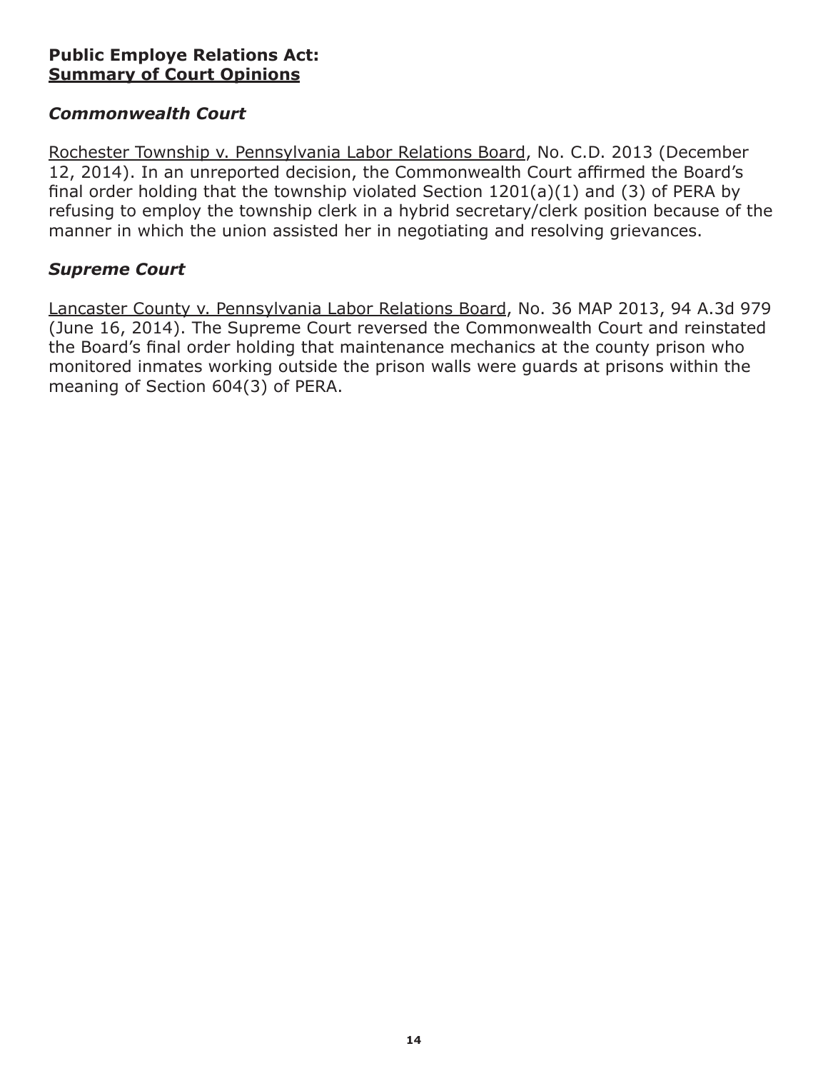**Public Employe Relations Act:**
**Summary of Court Opinions**

### *Commonwealth Court*

Rochester Township v. Pennsylvania Labor Relations Board, No. C.D. 2013 (December 12, 2014). In an unreported decision, the Commonwealth Court affirmed the Board's final order holding that the township violated Section 1201(a)(1) and (3) of PERA by refusing to employ the township clerk in a hybrid secretary/clerk position because of the manner in which the union assisted her in negotiating and resolving grievances.

### *Supreme Court*

Lancaster County v. Pennsylvania Labor Relations Board, No. 36 MAP 2013, 94 A.3d 979 (June 16, 2014). The Supreme Court reversed the Commonwealth Court and reinstated the Board's final order holding that maintenance mechanics at the county prison who monitored inmates working outside the prison walls were guards at prisons within the meaning of Section 604(3) of PERA.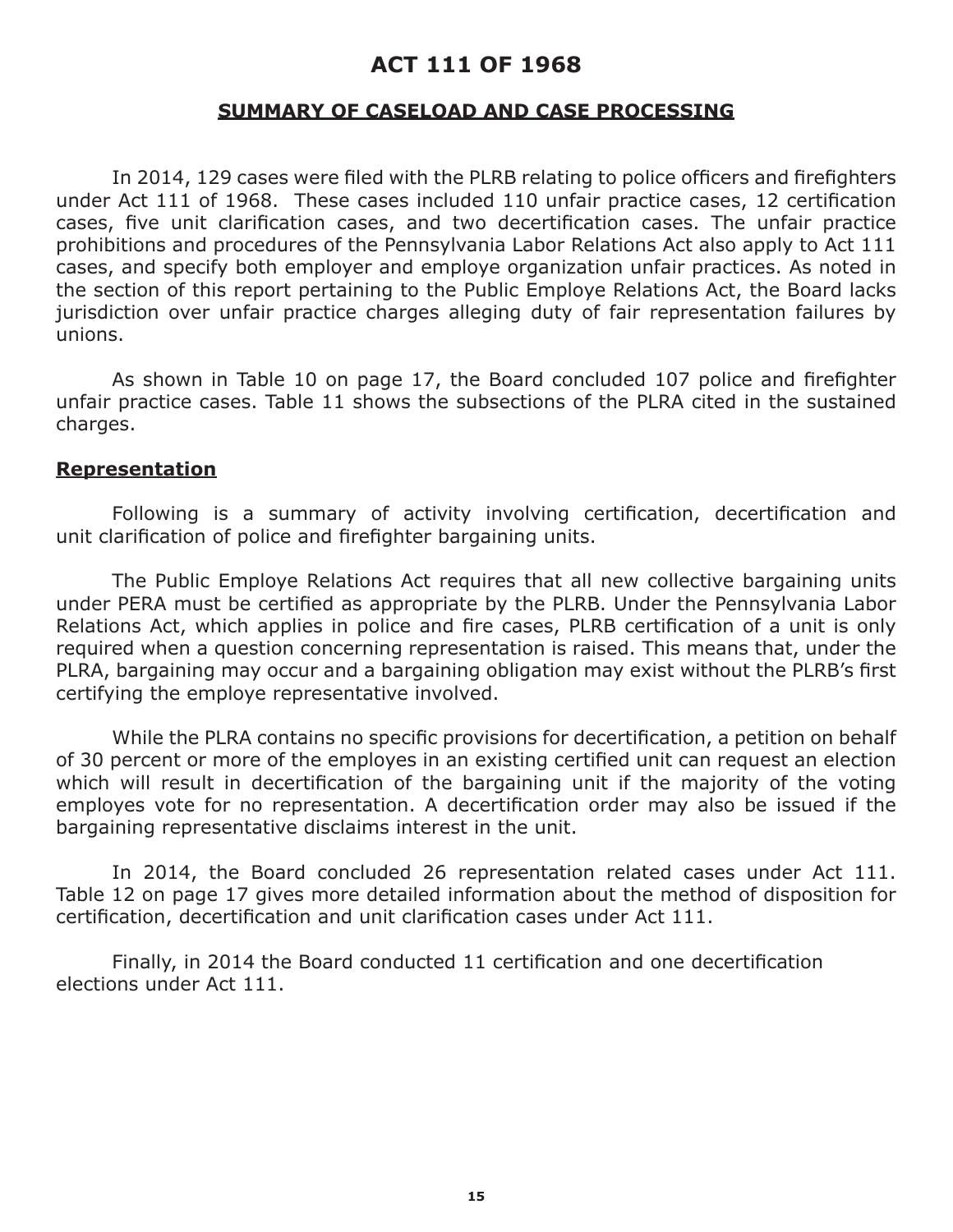# ACT 111 OF 1968

## SUMMARY OF CASELOAD AND CASE PROCESSING

In 2014, 129 cases were filed with the PLRB relating to police officers and firefighters under Act 111 of 1968. These cases included 110 unfair practice cases, 12 certification cases, five unit clarification cases, and two decertification cases. The unfair practice prohibitions and procedures of the Pennsylvania Labor Relations Act also apply to Act 111 cases, and specify both employer and employe organization unfair practices. As noted in the section of this report pertaining to the Public Employe Relations Act, the Board lacks jurisdiction over unfair practice charges alleging duty of fair representation failures by unions.

As shown in Table 10 on page 17, the Board concluded 107 police and firefighter unfair practice cases. Table 11 shows the subsections of the PLRA cited in the sustained charges.

### Representation

Following is a summary of activity involving certification, decertification and unit clarification of police and firefighter bargaining units.

The Public Employe Relations Act requires that all new collective bargaining units under PERA must be certified as appropriate by the PLRB. Under the Pennsylvania Labor Relations Act, which applies in police and fire cases, PLRB certification of a unit is only required when a question concerning representation is raised. This means that, under the PLRA, bargaining may occur and a bargaining obligation may exist without the PLRB's first certifying the employe representative involved.

While the PLRA contains no specific provisions for decertification, a petition on behalf of 30 percent or more of the employes in an existing certified unit can request an election which will result in decertification of the bargaining unit if the majority of the voting employes vote for no representation. A decertification order may also be issued if the bargaining representative disclaims interest in the unit.

In 2014, the Board concluded 26 representation related cases under Act 111. Table 12 on page 17 gives more detailed information about the method of disposition for certification, decertification and unit clarification cases under Act 111.

Finally, in 2014 the Board conducted 11 certification and one decertification elections under Act 111.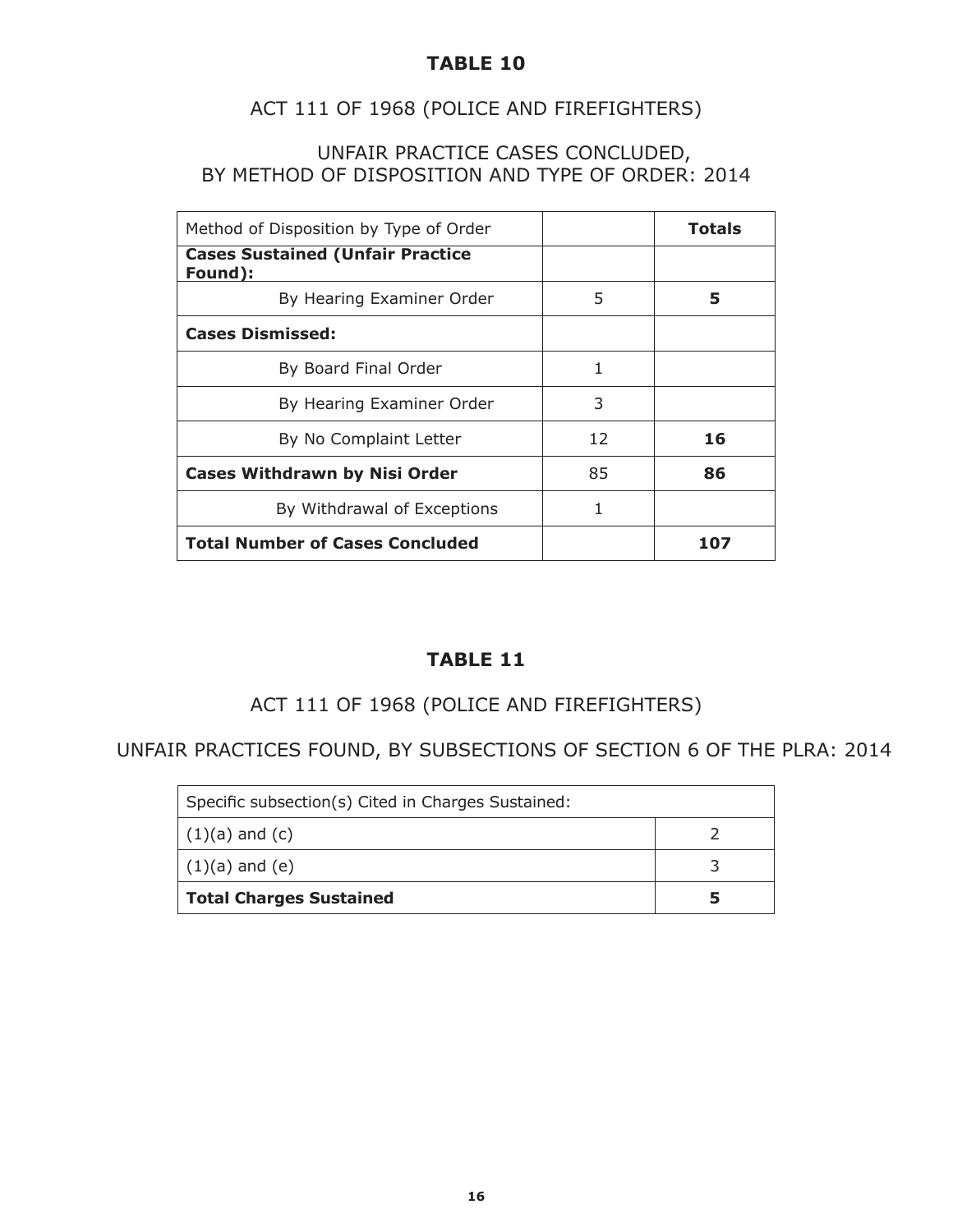## TABLE 10

### ACT 111 OF 1968 (POLICE AND FIREFIGHTERS)

### UNFAIR PRACTICE CASES CONCLUDED, BY METHOD OF DISPOSITION AND TYPE OF ORDER: 2014

| Method of Disposition by Type of Order | | **Totals** |
|---|---|---|
| **Cases Sustained (Unfair Practice Found):** | | |
| By Hearing Examiner Order | 5 | **5** |
| **Cases Dismissed:** | | |
| By Board Final Order | 1 | |
| By Hearing Examiner Order | 3 | |
| By No Complaint Letter | 12 | **16** |
| **Cases Withdrawn by Nisi Order** | 85 | **86** |
| By Withdrawal of Exceptions | 1 | |
| **Total Number of Cases Concluded** | | **107** |

## TABLE 11

### ACT 111 OF 1968 (POLICE AND FIREFIGHTERS)

### UNFAIR PRACTICES FOUND, BY SUBSECTIONS OF SECTION 6 OF THE PLRA: 2014

| Specific subsection(s) Cited in Charges Sustained: | |
|---|---|
| (1)(a) and (c) | 2 |
| (1)(a) and (e) | 3 |
| **Total Charges Sustained** | **5** |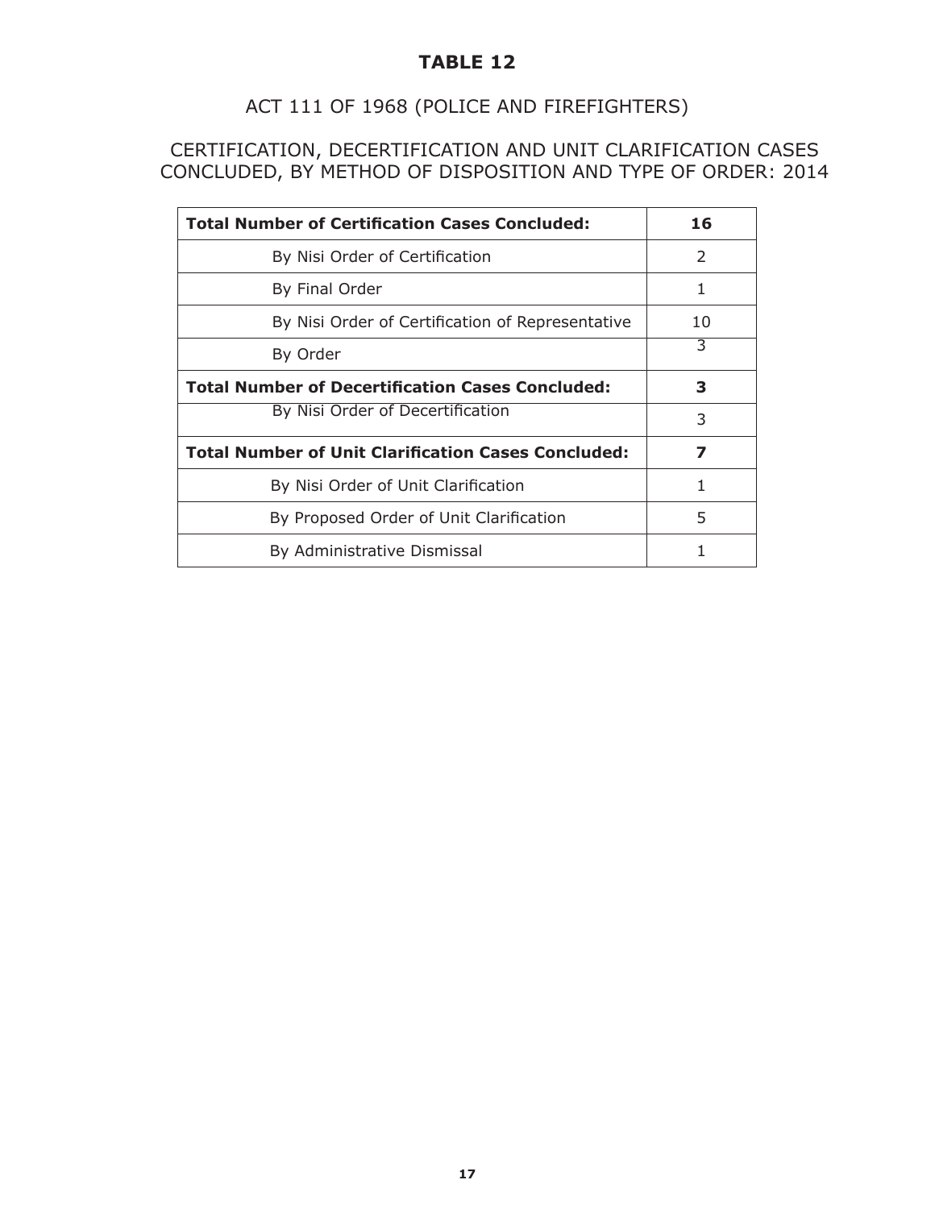# TABLE 12

## ACT 111 OF 1968 (POLICE AND FIREFIGHTERS)

## CERTIFICATION, DECERTIFICATION AND UNIT CLARIFICATION CASES CONCLUDED, BY METHOD OF DISPOSITION AND TYPE OF ORDER: 2014

| **Total Number of Certification Cases Concluded:** | **16** |
|---|---|
| By Nisi Order of Certification | 2 |
| By Final Order | 1 |
| By Nisi Order of Certification of Representative | 10 |
| By Order | 3 |
| **Total Number of Decertification Cases Concluded:** | **3** |
| By Nisi Order of Decertification | 3 |
| **Total Number of Unit Clarification Cases Concluded:** | **7** |
| By Nisi Order of Unit Clarification | 1 |
| By Proposed Order of Unit Clarification | 5 |
| By Administrative Dismissal | 1 |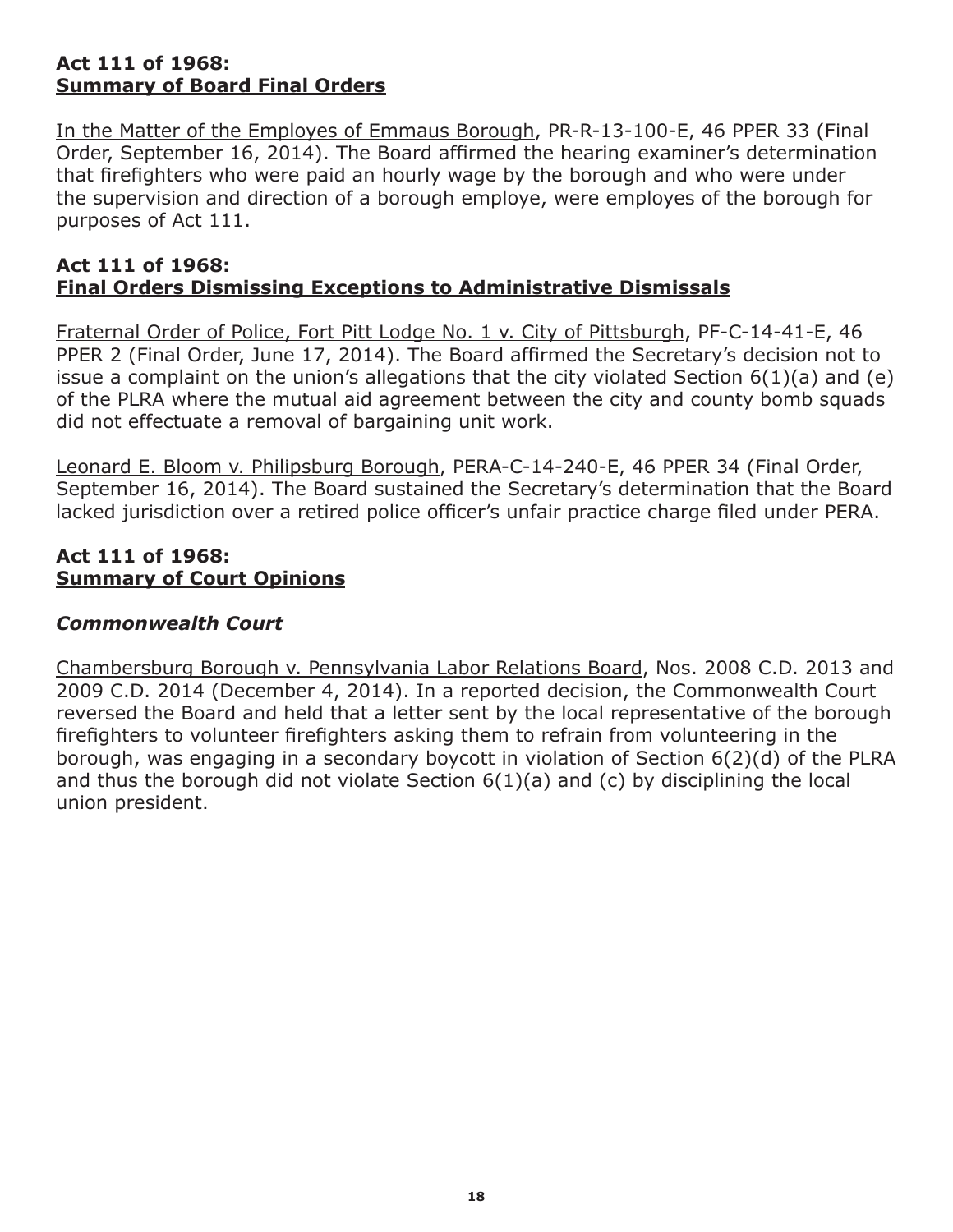**Act 111 of 1968:**
**Summary of Board Final Orders**

In the Matter of the Employes of Emmaus Borough, PR-R-13-100-E, 46 PPER 33 (Final Order, September 16, 2014). The Board affirmed the hearing examiner's determination that firefighters who were paid an hourly wage by the borough and who were under the supervision and direction of a borough employe, were employes of the borough for purposes of Act 111.

**Act 111 of 1968:**
**Final Orders Dismissing Exceptions to Administrative Dismissals**

Fraternal Order of Police, Fort Pitt Lodge No. 1 v. City of Pittsburgh, PF-C-14-41-E, 46 PPER 2 (Final Order, June 17, 2014). The Board affirmed the Secretary's decision not to issue a complaint on the union's allegations that the city violated Section 6(1)(a) and (e) of the PLRA where the mutual aid agreement between the city and county bomb squads did not effectuate a removal of bargaining unit work.

Leonard E. Bloom v. Philipsburg Borough, PERA-C-14-240-E, 46 PPER 34 (Final Order, September 16, 2014). The Board sustained the Secretary's determination that the Board lacked jurisdiction over a retired police officer's unfair practice charge filed under PERA.

**Act 111 of 1968:**
**Summary of Court Opinions**

***Commonwealth Court***

Chambersburg Borough v. Pennsylvania Labor Relations Board, Nos. 2008 C.D. 2013 and 2009 C.D. 2014 (December 4, 2014). In a reported decision, the Commonwealth Court reversed the Board and held that a letter sent by the local representative of the borough firefighters to volunteer firefighters asking them to refrain from volunteering in the borough, was engaging in a secondary boycott in violation of Section 6(2)(d) of the PLRA and thus the borough did not violate Section 6(1)(a) and (c) by disciplining the local union president.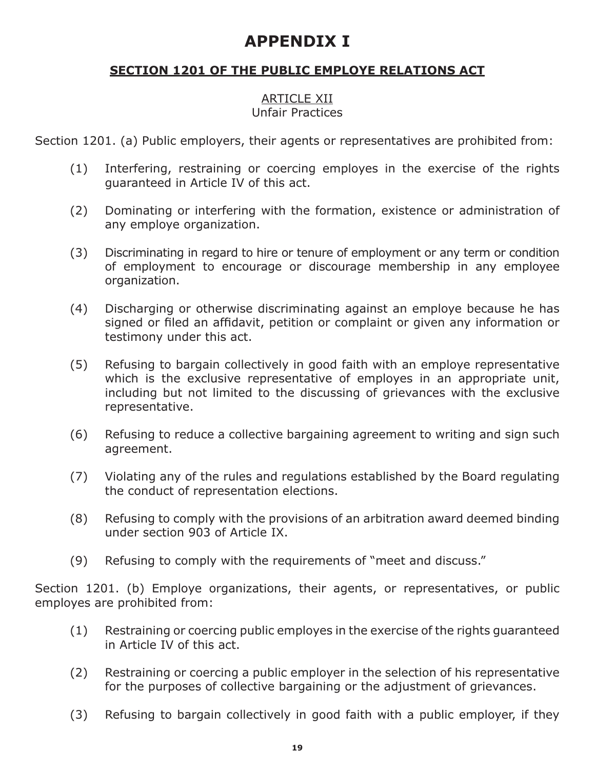# APPENDIX I

## SECTION 1201 OF THE PUBLIC EMPLOYE RELATIONS ACT

### ARTICLE XII
### Unfair Practices

Section 1201. (a) Public employers, their agents or representatives are prohibited from:

(1) Interfering, restraining or coercing employes in the exercise of the rights guaranteed in Article IV of this act.

(2) Dominating or interfering with the formation, existence or administration of any employe organization.

(3) Discriminating in regard to hire or tenure of employment or any term or condition of employment to encourage or discourage membership in any employee organization.

(4) Discharging or otherwise discriminating against an employe because he has signed or filed an affidavit, petition or complaint or given any information or testimony under this act.

(5) Refusing to bargain collectively in good faith with an employe representative which is the exclusive representative of employes in an appropriate unit, including but not limited to the discussing of grievances with the exclusive representative.

(6) Refusing to reduce a collective bargaining agreement to writing and sign such agreement.

(7) Violating any of the rules and regulations established by the Board regulating the conduct of representation elections.

(8) Refusing to comply with the provisions of an arbitration award deemed binding under section 903 of Article IX.

(9) Refusing to comply with the requirements of "meet and discuss."

Section 1201. (b) Employe organizations, their agents, or representatives, or public employes are prohibited from:

(1) Restraining or coercing public employes in the exercise of the rights guaranteed in Article IV of this act.

(2) Restraining or coercing a public employer in the selection of his representative for the purposes of collective bargaining or the adjustment of grievances.

(3) Refusing to bargain collectively in good faith with a public employer, if they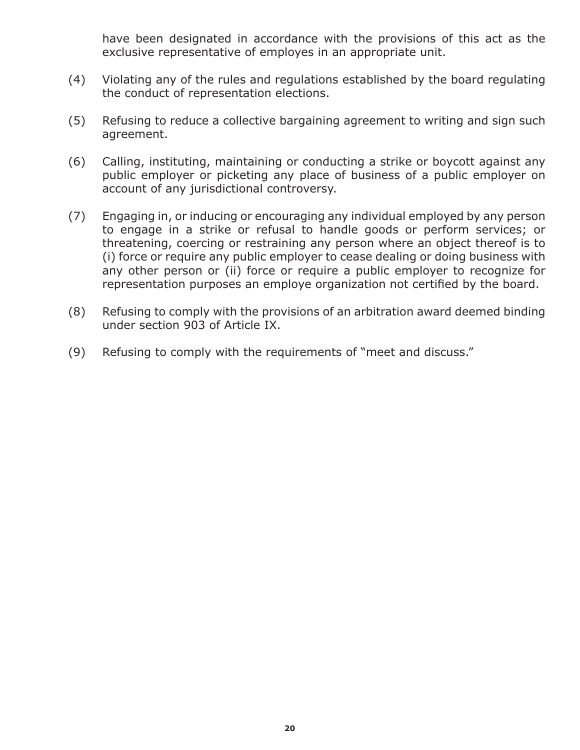have been designated in accordance with the provisions of this act as the exclusive representative of employes in an appropriate unit.

(4) Violating any of the rules and regulations established by the board regulating the conduct of representation elections.

(5) Refusing to reduce a collective bargaining agreement to writing and sign such agreement.

(6) Calling, instituting, maintaining or conducting a strike or boycott against any public employer or picketing any place of business of a public employer on account of any jurisdictional controversy.

(7) Engaging in, or inducing or encouraging any individual employed by any person to engage in a strike or refusal to handle goods or perform services; or threatening, coercing or restraining any person where an object thereof is to (i) force or require any public employer to cease dealing or doing business with any other person or (ii) force or require a public employer to recognize for representation purposes an employe organization not certified by the board.

(8) Refusing to comply with the provisions of an arbitration award deemed binding under section 903 of Article IX.

(9) Refusing to comply with the requirements of "meet and discuss."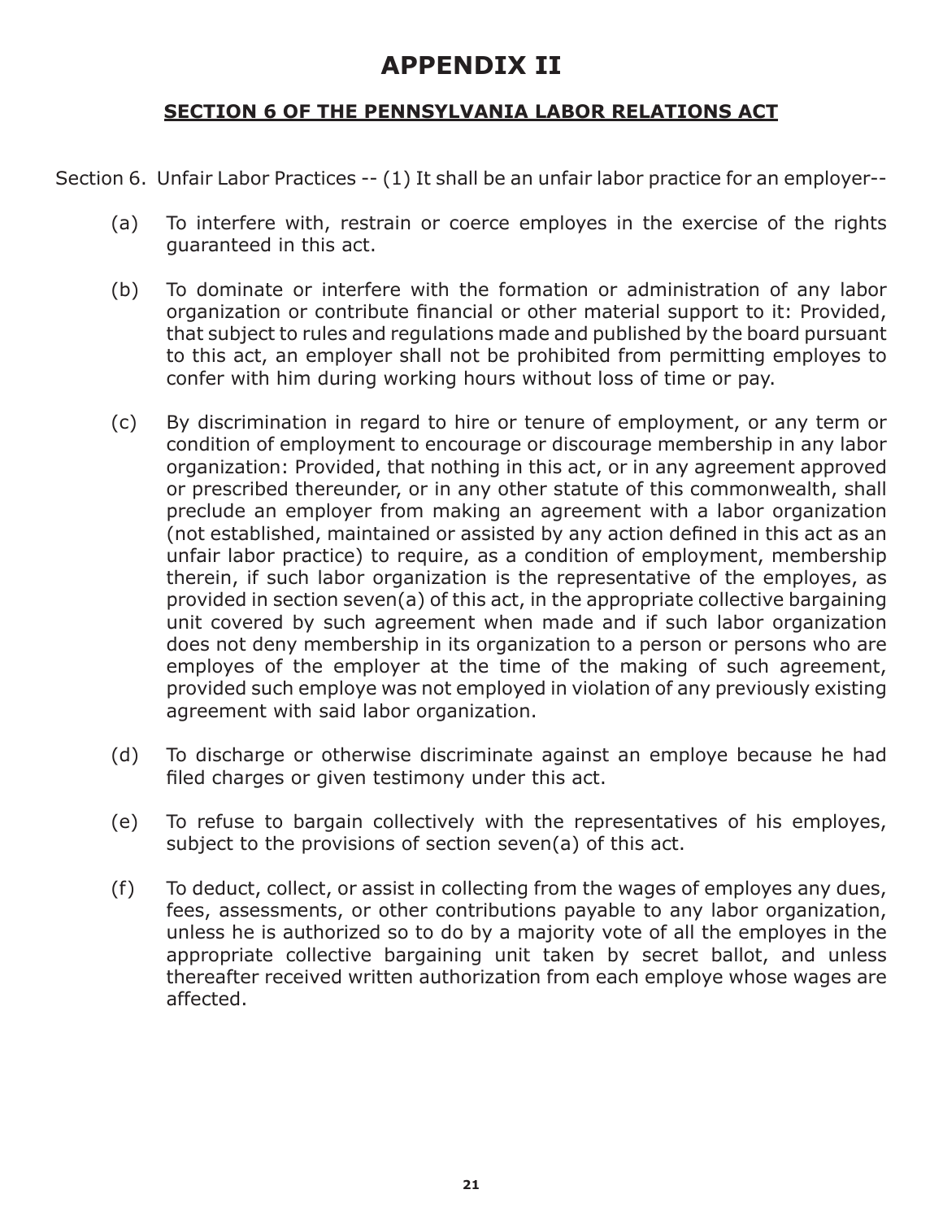# APPENDIX II

## SECTION 6 OF THE PENNSYLVANIA LABOR RELATIONS ACT

Section 6. Unfair Labor Practices -- (1) It shall be an unfair labor practice for an employer--

(a) To interfere with, restrain or coerce employes in the exercise of the rights guaranteed in this act.

(b) To dominate or interfere with the formation or administration of any labor organization or contribute financial or other material support to it: Provided, that subject to rules and regulations made and published by the board pursuant to this act, an employer shall not be prohibited from permitting employes to confer with him during working hours without loss of time or pay.

(c) By discrimination in regard to hire or tenure of employment, or any term or condition of employment to encourage or discourage membership in any labor organization: Provided, that nothing in this act, or in any agreement approved or prescribed thereunder, or in any other statute of this commonwealth, shall preclude an employer from making an agreement with a labor organization (not established, maintained or assisted by any action defined in this act as an unfair labor practice) to require, as a condition of employment, membership therein, if such labor organization is the representative of the employes, as provided in section seven(a) of this act, in the appropriate collective bargaining unit covered by such agreement when made and if such labor organization does not deny membership in its organization to a person or persons who are employes of the employer at the time of the making of such agreement, provided such employe was not employed in violation of any previously existing agreement with said labor organization.

(d) To discharge or otherwise discriminate against an employe because he had filed charges or given testimony under this act.

(e) To refuse to bargain collectively with the representatives of his employes, subject to the provisions of section seven(a) of this act.

(f) To deduct, collect, or assist in collecting from the wages of employes any dues, fees, assessments, or other contributions payable to any labor organization, unless he is authorized so to do by a majority vote of all the employes in the appropriate collective bargaining unit taken by secret ballot, and unless thereafter received written authorization from each employe whose wages are affected.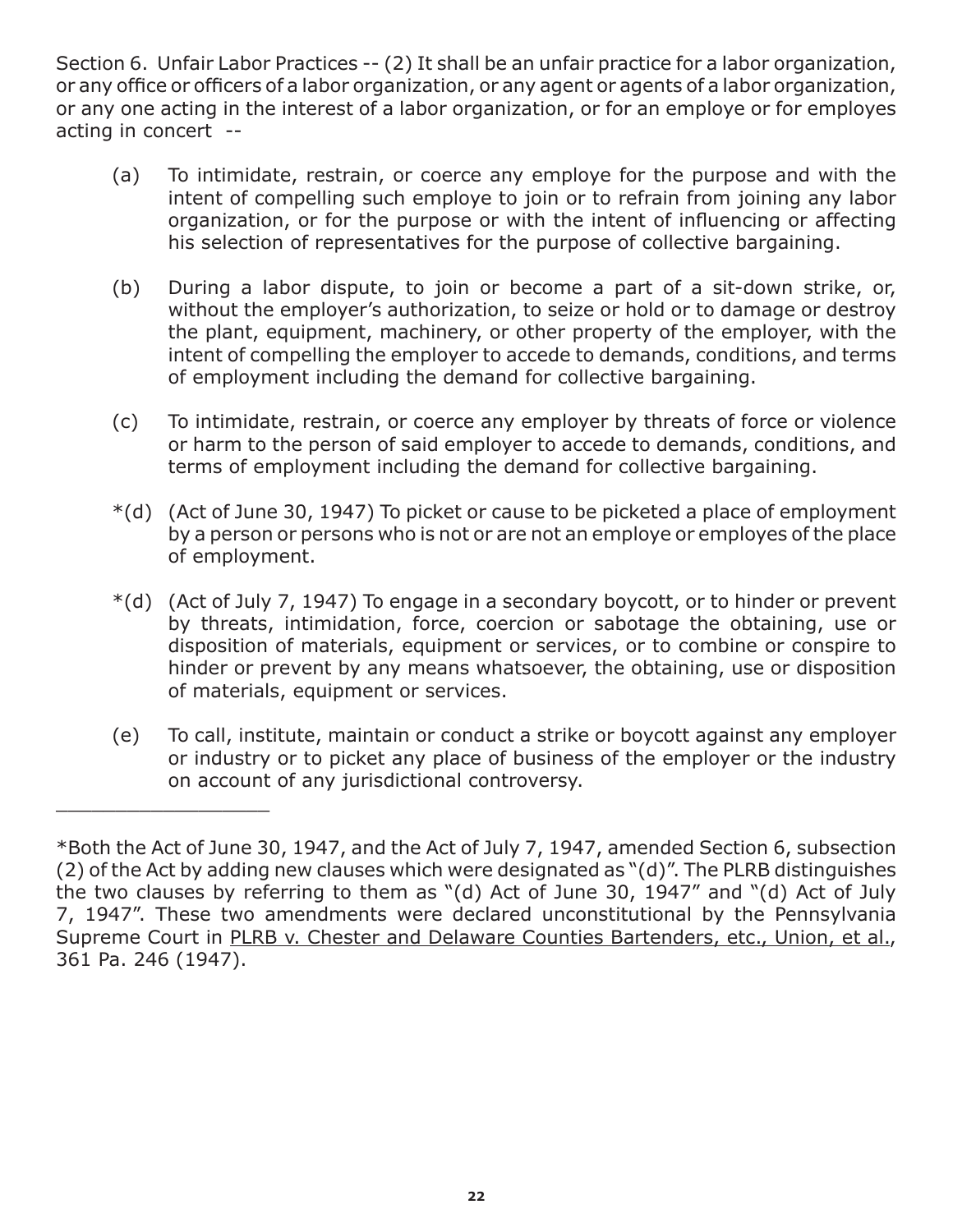Section 6. Unfair Labor Practices -- (2) It shall be an unfair practice for a labor organization, or any office or officers of a labor organization, or any agent or agents of a labor organization, or any one acting in the interest of a labor organization, or for an employe or for employes acting in concert --

(a) To intimidate, restrain, or coerce any employe for the purpose and with the intent of compelling such employe to join or to refrain from joining any labor organization, or for the purpose or with the intent of influencing or affecting his selection of representatives for the purpose of collective bargaining.

(b) During a labor dispute, to join or become a part of a sit-down strike, or, without the employer's authorization, to seize or hold or to damage or destroy the plant, equipment, machinery, or other property of the employer, with the intent of compelling the employer to accede to demands, conditions, and terms of employment including the demand for collective bargaining.

(c) To intimidate, restrain, or coerce any employer by threats of force or violence or harm to the person of said employer to accede to demands, conditions, and terms of employment including the demand for collective bargaining.

*(d) (Act of June 30, 1947) To picket or cause to be picketed a place of employment by a person or persons who is not or are not an employe or employes of the place of employment.

*(d) (Act of July 7, 1947) To engage in a secondary boycott, or to hinder or prevent by threats, intimidation, force, coercion or sabotage the obtaining, use or disposition of materials, equipment or services, or to combine or conspire to hinder or prevent by any means whatsoever, the obtaining, use or disposition of materials, equipment or services.

(e) To call, institute, maintain or conduct a strike or boycott against any employer or industry or to picket any place of business of the employer or the industry on account of any jurisdictional controversy.

---

*Both the Act of June 30, 1947, and the Act of July 7, 1947, amended Section 6, subsection (2) of the Act by adding new clauses which were designated as "(d)". The PLRB distinguishes the two clauses by referring to them as "(d) Act of June 30, 1947" and "(d) Act of July 7, 1947". These two amendments were declared unconstitutional by the Pennsylvania Supreme Court in PLRB v. Chester and Delaware Counties Bartenders, etc., Union, et al., 361 Pa. 246 (1947).